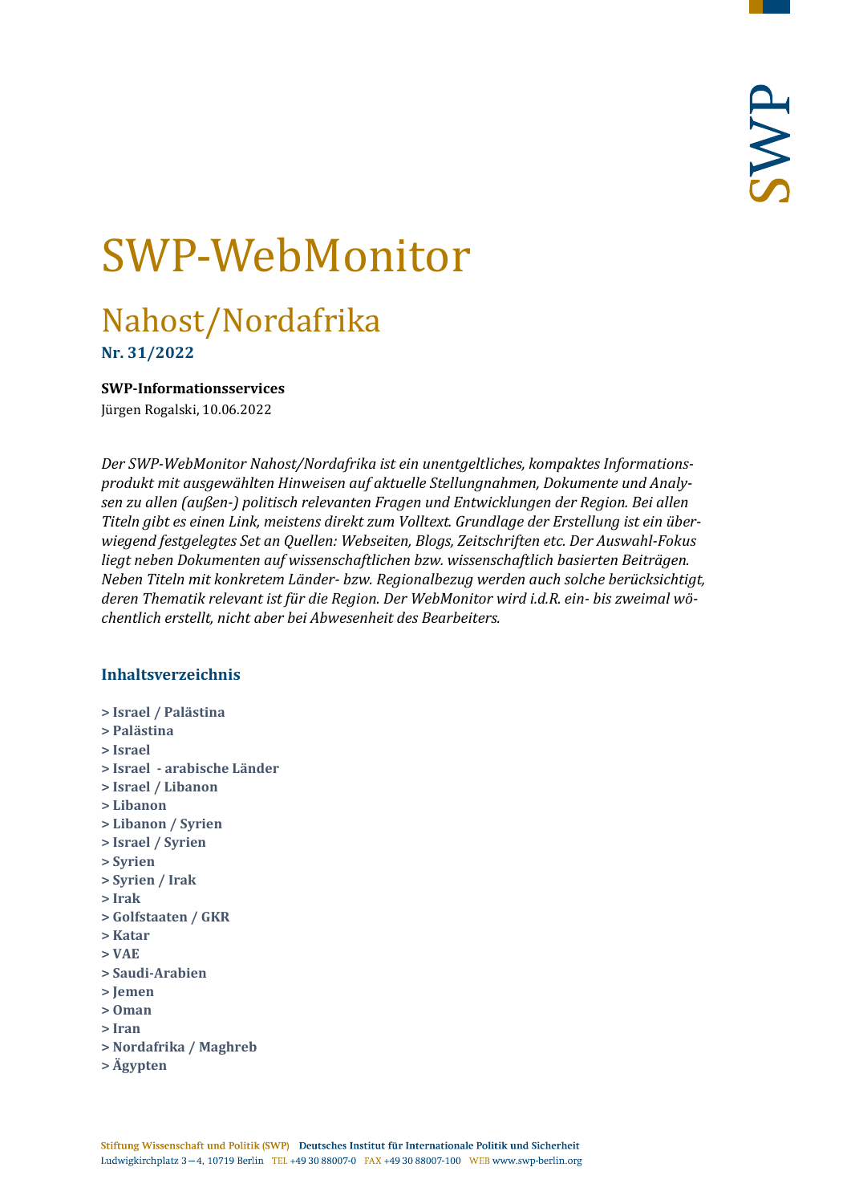# SWP-WebMonitor

## Nahost/Nordafrika

**Nr. 31/2022**

**SWP-Informationsservices**

Jürgen Rogalski, 10.06.2022

*Der SWP-WebMonitor Nahost/Nordafrika ist ein unentgeltliches, kompaktes Informationsprodukt mit ausgewählten Hinweisen auf aktuelle Stellungnahmen, Dokumente und Analysen zu allen (außen-) politisch relevanten Fragen und Entwicklungen der Region. Bei allen Titeln gibt es einen Link, meistens direkt zum Volltext. Grundlage der Erstellung ist ein überwiegend festgelegtes Set an Quellen: Webseiten, Blogs, Zeitschriften etc. Der Auswahl-Fokus liegt neben Dokumenten auf wissenschaftlichen bzw. wissenschaftlich basierten Beiträgen. Neben Titeln mit konkretem Länder- bzw. Regionalbezug werden auch solche berücksichtigt, deren Thematik relevant ist für die Region. Der WebMonitor wird i.d.R. ein- bis zweimal wöchentlich erstellt, nicht aber bei Abwesenheit des Bearbeiters.*

### Inhaltsverzeichnis

- > Israel / Palästina
- > Palästina
- > Israel
- > Israel - arabische Länder
- > Israel / Libanon
- > Libanon
- > Libanon / Syrien
- > Israel / Syrien
- > Syrien
- > Syrien / Irak
- > Irak
- > Golfstaaten / GKR
- > Katar
- > VAE
- > Saudi-Arabien
- > Jemen
- > Oman
- > Iran
- > Nordafrika / Maghreb
- > Ägypten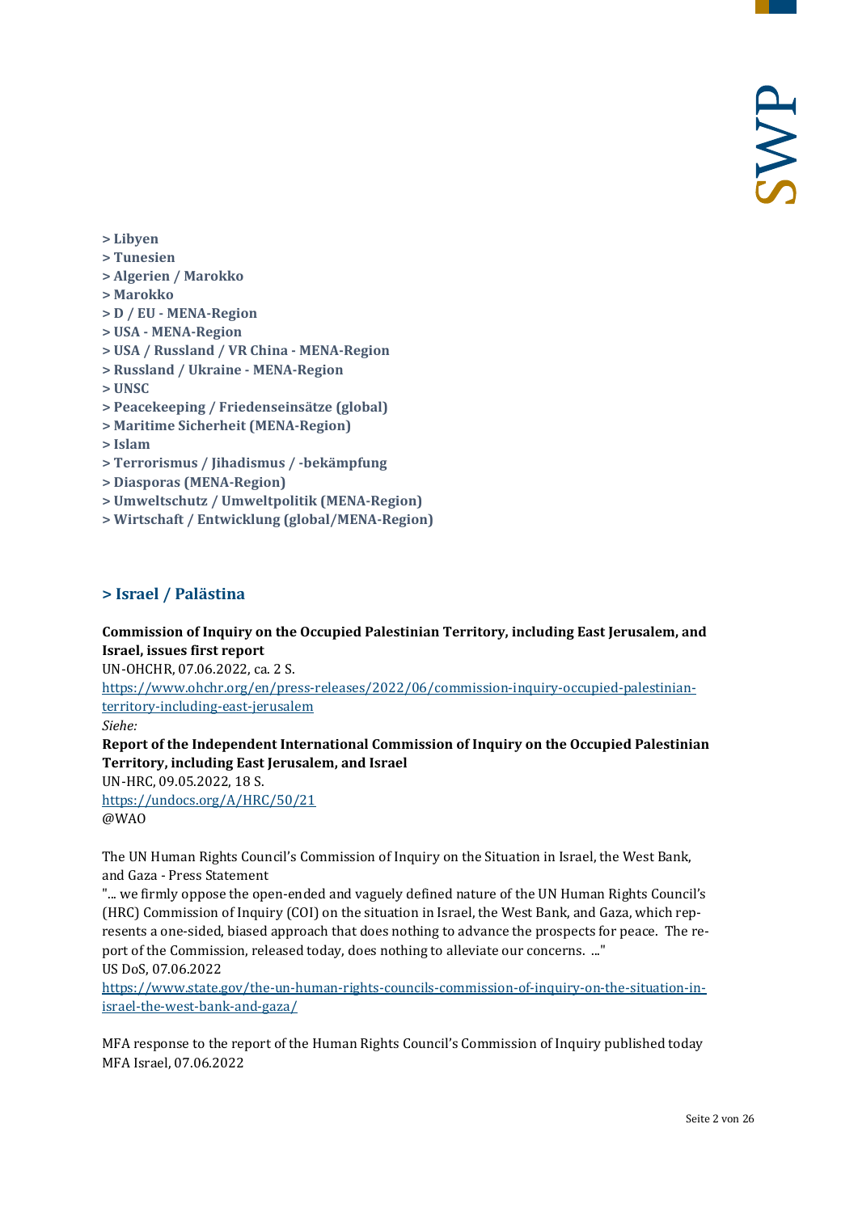> Libyen
> Tunesien
> Algerien / Marokko
> Marokko
> D / EU - MENA-Region
> USA - MENA-Region
> USA / Russland / VR China - MENA-Region
> Russland / Ukraine - MENA-Region
> UNSC
> Peacekeeping / Friedenseinsätze (global)
> Maritime Sicherheit (MENA-Region)
> Islam
> Terrorismus / Jihadismus / -bekämpfung
> Diasporas (MENA-Region)
> Umweltschutz / Umweltpolitik (MENA-Region)
> Wirtschaft / Entwicklung (global/MENA-Region)

## > Israel / Palästina

**Commission of Inquiry on the Occupied Palestinian Territory, including East Jerusalem, and Israel, issues first report**
UN-OHCHR, 07.06.2022, ca. 2 S.
https://www.ohchr.org/en/press-releases/2022/06/commission-inquiry-occupied-palestinian-territory-including-east-jerusalem
*Siehe:*
**Report of the Independent International Commission of Inquiry on the Occupied Palestinian Territory, including East Jerusalem, and Israel**
UN-HRC, 09.05.2022, 18 S.
https://undocs.org/A/HRC/50/21
@WAO

The UN Human Rights Council's Commission of Inquiry on the Situation in Israel, the West Bank, and Gaza - Press Statement
"... we firmly oppose the open-ended and vaguely defined nature of the UN Human Rights Council's (HRC) Commission of Inquiry (COI) on the situation in Israel, the West Bank, and Gaza, which represents a one-sided, biased approach that does nothing to advance the prospects for peace. The report of the Commission, released today, does nothing to alleviate our concerns. ..."
US DoS, 07.06.2022
https://www.state.gov/the-un-human-rights-councils-commission-of-inquiry-on-the-situation-in-israel-the-west-bank-and-gaza/

MFA response to the report of the Human Rights Council's Commission of Inquiry published today
MFA Israel, 07.06.2022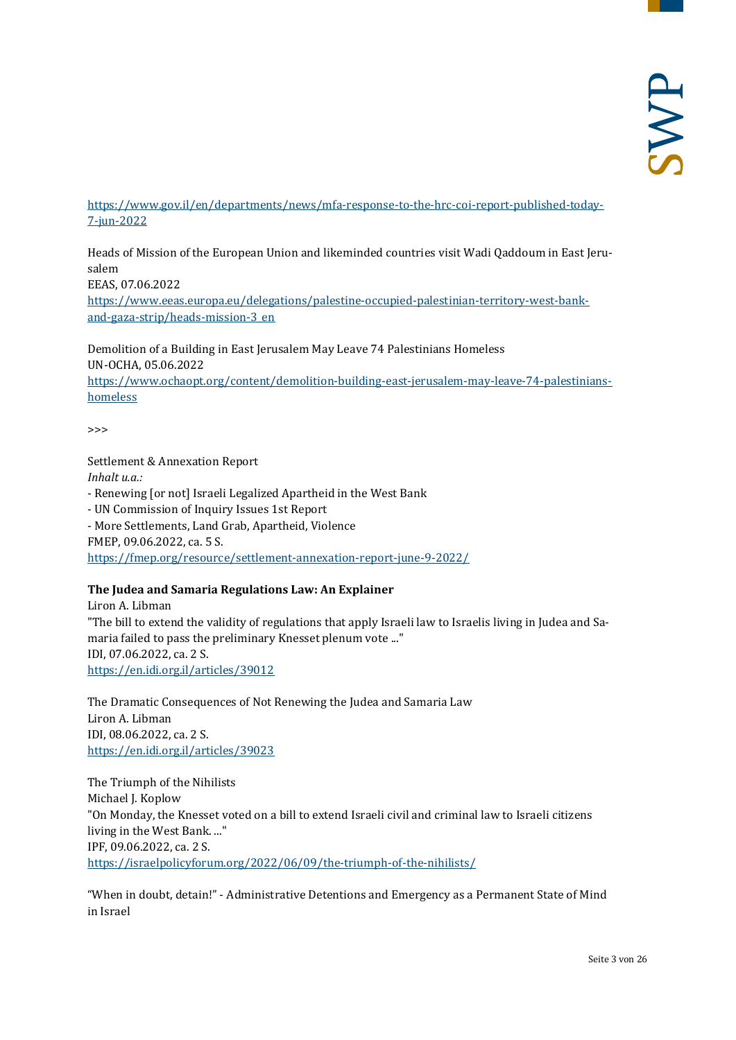https://www.gov.il/en/departments/news/mfa-response-to-the-hrc-coi-report-published-today-7-jun-2022

Heads of Mission of the European Union and likeminded countries visit Wadi Qaddoum in East Jerusalem
EEAS, 07.06.2022
https://www.eeas.europa.eu/delegations/palestine-occupied-palestinian-territory-west-bank-and-gaza-strip/heads-mission-3_en

Demolition of a Building in East Jerusalem May Leave 74 Palestinians Homeless
UN-OCHA, 05.06.2022
https://www.ochaopt.org/content/demolition-building-east-jerusalem-may-leave-74-palestinians-homeless

>>>

Settlement & Annexation Report
*Inhalt u.a.:*
- Renewing [or not] Israeli Legalized Apartheid in the West Bank
- UN Commission of Inquiry Issues 1st Report
- More Settlements, Land Grab, Apartheid, Violence
FMEP, 09.06.2022, ca. 5 S.
https://fmep.org/resource/settlement-annexation-report-june-9-2022/

**The Judea and Samaria Regulations Law: An Explainer**
Liron A. Libman
"The bill to extend the validity of regulations that apply Israeli law to Israelis living in Judea and Samaria failed to pass the preliminary Knesset plenum vote ..."
IDI, 07.06.2022, ca. 2 S.
https://en.idi.org.il/articles/39012

The Dramatic Consequences of Not Renewing the Judea and Samaria Law
Liron A. Libman
IDI, 08.06.2022, ca. 2 S.
https://en.idi.org.il/articles/39023

The Triumph of the Nihilists
Michael J. Koplow
"On Monday, the Knesset voted on a bill to extend Israeli civil and criminal law to Israeli citizens living in the West Bank. ..."
IPF, 09.06.2022, ca. 2 S.
https://israelpolicyforum.org/2022/06/09/the-triumph-of-the-nihilists/

"When in doubt, detain!" - Administrative Detentions and Emergency as a Permanent State of Mind in Israel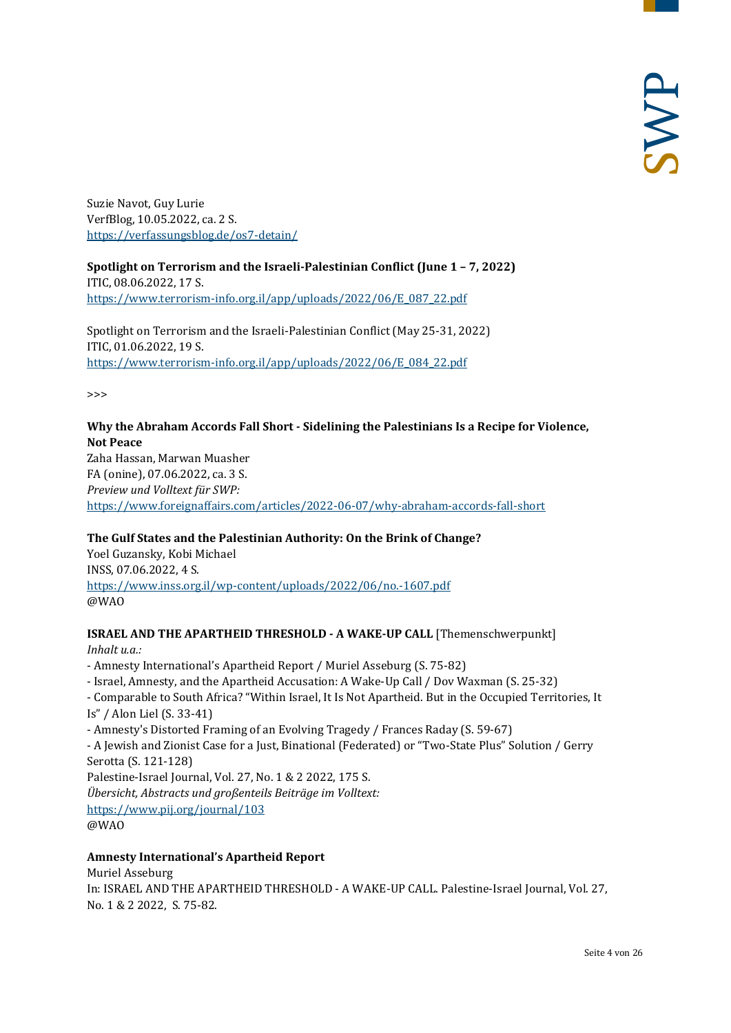Suzie Navot, Guy Lurie
VerfBlog, 10.05.2022, ca. 2 S.
https://verfassungsblog.de/os7-detain/

**Spotlight on Terrorism and the Israeli-Palestinian Conflict (June 1 – 7, 2022)**
ITIC, 08.06.2022, 17 S.
https://www.terrorism-info.org.il/app/uploads/2022/06/E_087_22.pdf

Spotlight on Terrorism and the Israeli-Palestinian Conflict (May 25-31, 2022)
ITIC, 01.06.2022, 19 S.
https://www.terrorism-info.org.il/app/uploads/2022/06/E_084_22.pdf

>>>

**Why the Abraham Accords Fall Short - Sidelining the Palestinians Is a Recipe for Violence, Not Peace**
Zaha Hassan, Marwan Muasher
FA (onine), 07.06.2022, ca. 3 S.
*Preview und Volltext für SWP:*
https://www.foreignaffairs.com/articles/2022-06-07/why-abraham-accords-fall-short

**The Gulf States and the Palestinian Authority: On the Brink of Change?**
Yoel Guzansky, Kobi Michael
INSS, 07.06.2022, 4 S.
https://www.inss.org.il/wp-content/uploads/2022/06/no.-1607.pdf
@WAO

**ISRAEL AND THE APARTHEID THRESHOLD - A WAKE-UP CALL** [Themenschwerpunkt]
*Inhalt u.a.:*
- Amnesty International's Apartheid Report / Muriel Asseburg (S. 75-82)
- Israel, Amnesty, and the Apartheid Accusation: A Wake-Up Call / Dov Waxman (S. 25-32)
- Comparable to South Africa? "Within Israel, It Is Not Apartheid. But in the Occupied Territories, It Is" / Alon Liel (S. 33-41)
- Amnesty's Distorted Framing of an Evolving Tragedy / Frances Raday (S. 59-67)
- A Jewish and Zionist Case for a Just, Binational (Federated) or "Two-State Plus" Solution / Gerry Serotta (S. 121-128)

Palestine-Israel Journal, Vol. 27, No. 1 & 2 2022, 175 S.
*Übersicht, Abstracts und großenteils Beiträge im Volltext:*
https://www.pij.org/journal/103
@WAO

**Amnesty International's Apartheid Report**
Muriel Asseburg
In: ISRAEL AND THE APARTHEID THRESHOLD - A WAKE-UP CALL. Palestine-Israel Journal, Vol. 27, No. 1 & 2 2022, S. 75-82.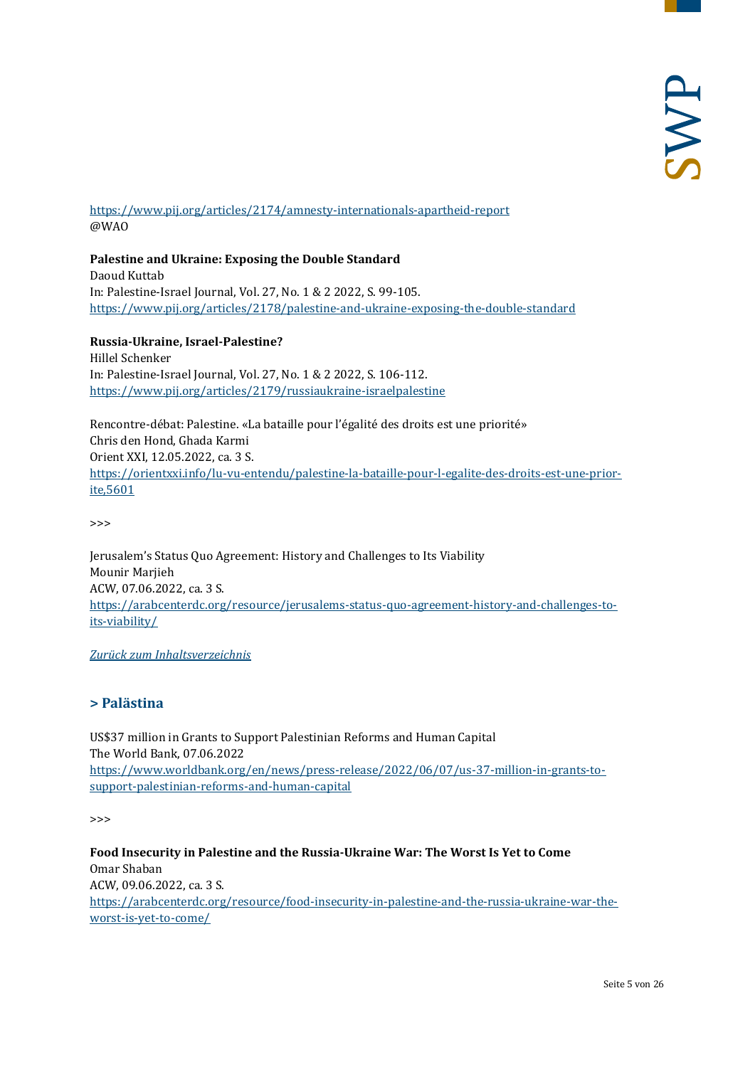https://www.pij.org/articles/2174/amnesty-internationals-apartheid-report
@WAO

**Palestine and Ukraine: Exposing the Double Standard**
Daoud Kuttab
In: Palestine-Israel Journal, Vol. 27, No. 1 & 2 2022, S. 99-105.
https://www.pij.org/articles/2178/palestine-and-ukraine-exposing-the-double-standard

**Russia-Ukraine, Israel-Palestine?**
Hillel Schenker
In: Palestine-Israel Journal, Vol. 27, No. 1 & 2 2022, S. 106-112.
https://www.pij.org/articles/2179/russiaukraine-israelpalestine

Rencontre-débat: Palestine. «La bataille pour l'égalité des droits est une priorité»
Chris den Hond, Ghada Karmi
Orient XXI, 12.05.2022, ca. 3 S.
https://orientxxi.info/lu-vu-entendu/palestine-la-bataille-pour-l-egalite-des-droits-est-une-priorite,5601

>>>

Jerusalem's Status Quo Agreement: History and Challenges to Its Viability
Mounir Marjieh
ACW, 07.06.2022, ca. 3 S.
https://arabcenterdc.org/resource/jerusalems-status-quo-agreement-history-and-challenges-to-its-viability/

*Zurück zum Inhaltsverzeichnis*

## > Palästina

US$37 million in Grants to Support Palestinian Reforms and Human Capital
The World Bank, 07.06.2022
https://www.worldbank.org/en/news/press-release/2022/06/07/us-37-million-in-grants-to-support-palestinian-reforms-and-human-capital

>>>

**Food Insecurity in Palestine and the Russia-Ukraine War: The Worst Is Yet to Come**
Omar Shaban
ACW, 09.06.2022, ca. 3 S.
https://arabcenterdc.org/resource/food-insecurity-in-palestine-and-the-russia-ukraine-war-the-worst-is-yet-to-come/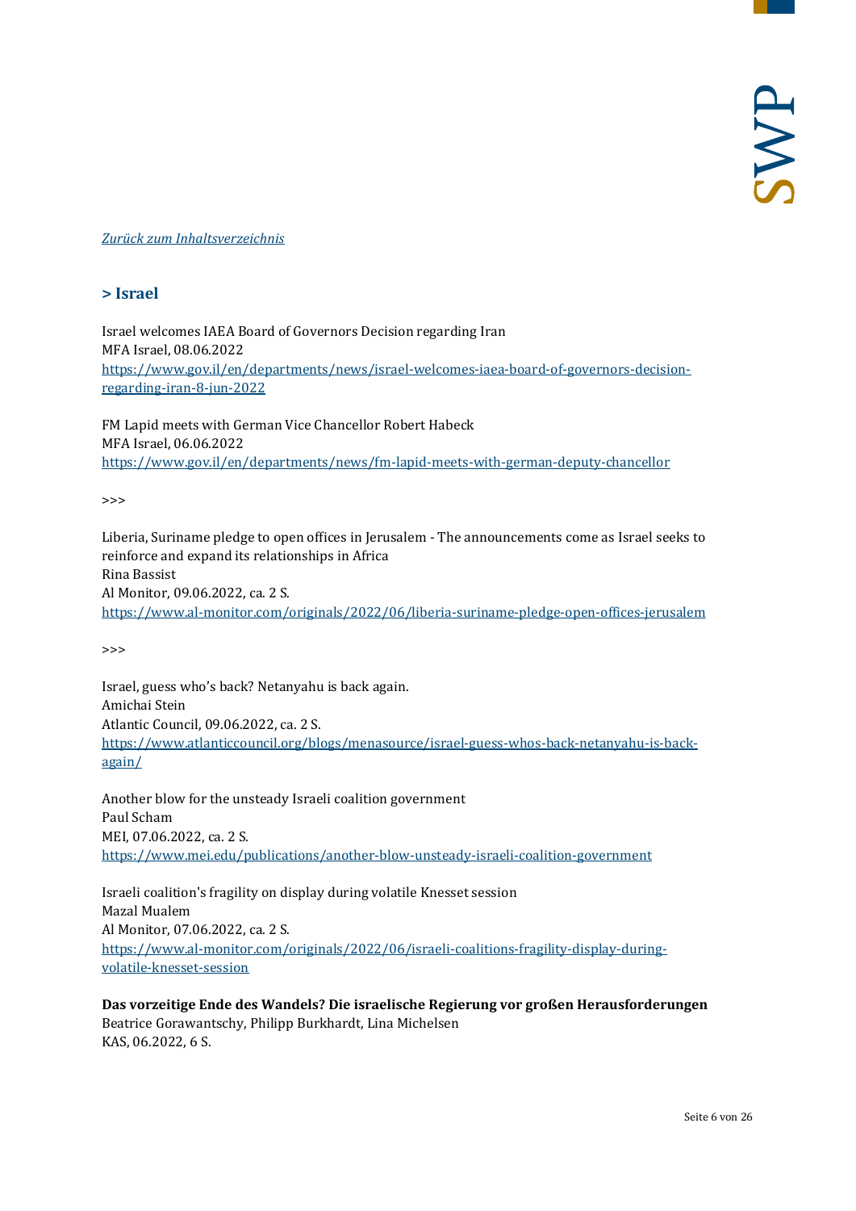[*Zurück zum Inhaltsverzeichnis*](#)

## > Israel

Israel welcomes IAEA Board of Governors Decision regarding Iran
MFA Israel, 08.06.2022
https://www.gov.il/en/departments/news/israel-welcomes-iaea-board-of-governors-decision-regarding-iran-8-jun-2022

FM Lapid meets with German Vice Chancellor Robert Habeck
MFA Israel, 06.06.2022
https://www.gov.il/en/departments/news/fm-lapid-meets-with-german-deputy-chancellor

>>>

Liberia, Suriname pledge to open offices in Jerusalem - The announcements come as Israel seeks to reinforce and expand its relationships in Africa
Rina Bassist
Al Monitor, 09.06.2022, ca. 2 S.
https://www.al-monitor.com/originals/2022/06/liberia-suriname-pledge-open-offices-jerusalem

>>>

Israel, guess who's back? Netanyahu is back again.
Amichai Stein
Atlantic Council, 09.06.2022, ca. 2 S.
https://www.atlanticcouncil.org/blogs/menasource/israel-guess-whos-back-netanyahu-is-back-again/

Another blow for the unsteady Israeli coalition government
Paul Scham
MEI, 07.06.2022, ca. 2 S.
https://www.mei.edu/publications/another-blow-unsteady-israeli-coalition-government

Israeli coalition's fragility on display during volatile Knesset session
Mazal Mualem
Al Monitor, 07.06.2022, ca. 2 S.
https://www.al-monitor.com/originals/2022/06/israeli-coalitions-fragility-display-during-volatile-knesset-session

**Das vorzeitige Ende des Wandels? Die israelische Regierung vor großen Herausforderungen**
Beatrice Gorawantschy, Philipp Burkhardt, Lina Michelsen
KAS, 06.2022, 6 S.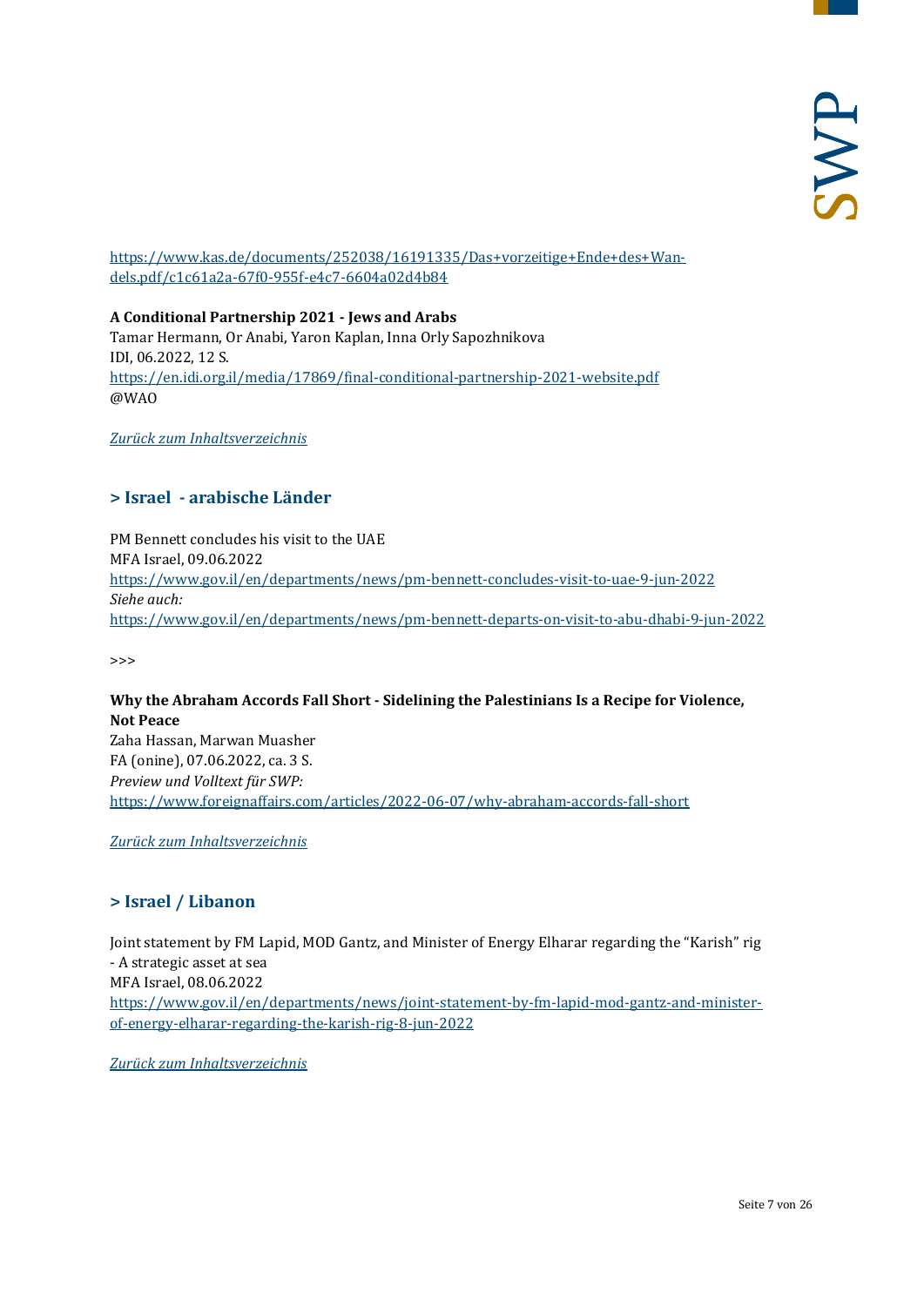https://www.kas.de/documents/252038/16191335/Das+vorzeitige+Ende+des+Wandels.pdf/c1c61a2a-67f0-955f-e4c7-6604a02d4b84

**A Conditional Partnership 2021 - Jews and Arabs**
Tamar Hermann, Or Anabi, Yaron Kaplan, Inna Orly Sapozhnikova
IDI, 06.2022, 12 S.
https://en.idi.org.il/media/17869/final-conditional-partnership-2021-website.pdf
@WAO

*Zurück zum Inhaltsverzeichnis*

## > Israel - arabische Länder

PM Bennett concludes his visit to the UAE
MFA Israel, 09.06.2022
https://www.gov.il/en/departments/news/pm-bennett-concludes-visit-to-uae-9-jun-2022
*Siehe auch:*
https://www.gov.il/en/departments/news/pm-bennett-departs-on-visit-to-abu-dhabi-9-jun-2022

>>>

**Why the Abraham Accords Fall Short - Sidelining the Palestinians Is a Recipe for Violence, Not Peace**
Zaha Hassan, Marwan Muasher
FA (onine), 07.06.2022, ca. 3 S.
*Preview und Volltext für SWP:*
https://www.foreignaffairs.com/articles/2022-06-07/why-abraham-accords-fall-short

*Zurück zum Inhaltsverzeichnis*

## > Israel / Libanon

Joint statement by FM Lapid, MOD Gantz, and Minister of Energy Elharar regarding the "Karish" rig - A strategic asset at sea
MFA Israel, 08.06.2022
https://www.gov.il/en/departments/news/joint-statement-by-fm-lapid-mod-gantz-and-minister-of-energy-elharar-regarding-the-karish-rig-8-jun-2022

*Zurück zum Inhaltsverzeichnis*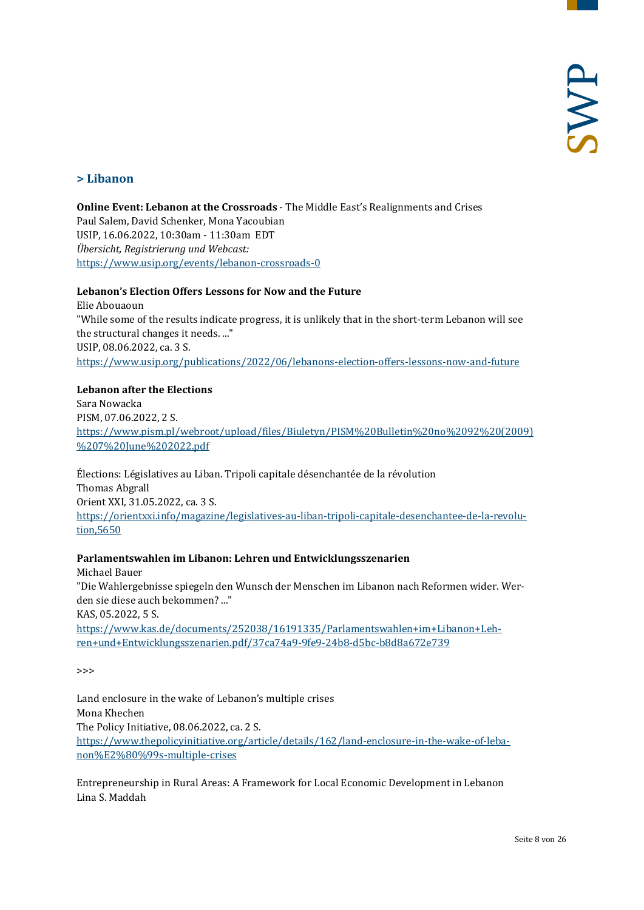## > Libanon

**Online Event: Lebanon at the Crossroads** - The Middle East's Realignments and Crises
Paul Salem, David Schenker, Mona Yacoubian
USIP, 16.06.2022, 10:30am - 11:30am EDT
*Übersicht, Registrierung und Webcast:*
https://www.usip.org/events/lebanon-crossroads-0

**Lebanon's Election Offers Lessons for Now and the Future**
Elie Abouaoun
"While some of the results indicate progress, it is unlikely that in the short-term Lebanon will see the structural changes it needs. ..."
USIP, 08.06.2022, ca. 3 S.
https://www.usip.org/publications/2022/06/lebanons-election-offers-lessons-now-and-future

**Lebanon after the Elections**
Sara Nowacka
PISM, 07.06.2022, 2 S.
https://www.pism.pl/webroot/upload/files/Biuletyn/PISM%20Bulletin%20no%2092%20(2009)%207%20June%202022.pdf

Élections: Législatives au Liban. Tripoli capitale désenchantée de la révolution
Thomas Abgrall
Orient XXI, 31.05.2022, ca. 3 S.
https://orientxxi.info/magazine/legislatives-au-liban-tripoli-capitale-desenchantee-de-la-revolution,5650

**Parlamentswahlen im Libanon: Lehren und Entwicklungsszenarien**
Michael Bauer
"Die Wahlergebnisse spiegeln den Wunsch der Menschen im Libanon nach Reformen wider. Werden sie diese auch bekommen? ..."
KAS, 05.2022, 5 S.
https://www.kas.de/documents/252038/16191335/Parlamentswahlen+im+Libanon+Lehren+und+Entwicklungsszenarien.pdf/37ca74a9-9fe9-24b8-d5bc-b8d8a672e739

>>>

Land enclosure in the wake of Lebanon's multiple crises
Mona Khechen
The Policy Initiative, 08.06.2022, ca. 2 S.
https://www.thepolicyinitiative.org/article/details/162/land-enclosure-in-the-wake-of-lebanon%E2%80%99s-multiple-crises

Entrepreneurship in Rural Areas: A Framework for Local Economic Development in Lebanon
Lina S. Maddah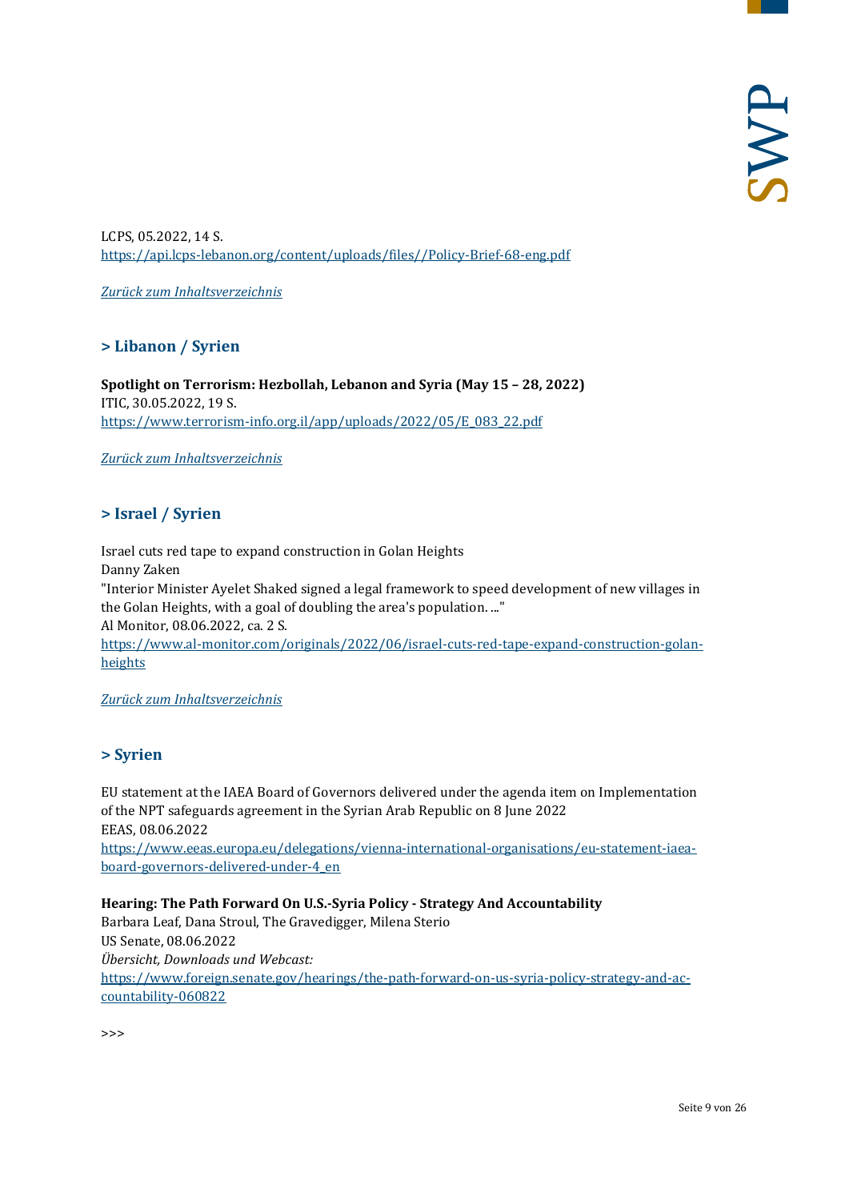LCPS, 05.2022, 14 S.
https://api.lcps-lebanon.org/content/uploads/files//Policy-Brief-68-eng.pdf

*Zurück zum Inhaltsverzeichnis*

## > Libanon / Syrien

**Spotlight on Terrorism: Hezbollah, Lebanon and Syria (May 15 – 28, 2022)**
ITIC, 30.05.2022, 19 S.
https://www.terrorism-info.org.il/app/uploads/2022/05/E_083_22.pdf

*Zurück zum Inhaltsverzeichnis*

## > Israel / Syrien

Israel cuts red tape to expand construction in Golan Heights
Danny Zaken
"Interior Minister Ayelet Shaked signed a legal framework to speed development of new villages in the Golan Heights, with a goal of doubling the area's population. ..."
Al Monitor, 08.06.2022, ca. 2 S.
https://www.al-monitor.com/originals/2022/06/israel-cuts-red-tape-expand-construction-golan-heights

*Zurück zum Inhaltsverzeichnis*

## > Syrien

EU statement at the IAEA Board of Governors delivered under the agenda item on Implementation of the NPT safeguards agreement in the Syrian Arab Republic on 8 June 2022
EEAS, 08.06.2022
https://www.eeas.europa.eu/delegations/vienna-international-organisations/eu-statement-iaea-board-governors-delivered-under-4_en

**Hearing: The Path Forward On U.S.-Syria Policy - Strategy And Accountability**
Barbara Leaf, Dana Stroul, The Gravedigger, Milena Sterio
US Senate, 08.06.2022
*Übersicht, Downloads und Webcast:*
https://www.foreign.senate.gov/hearings/the-path-forward-on-us-syria-policy-strategy-and-accountability-060822

>>>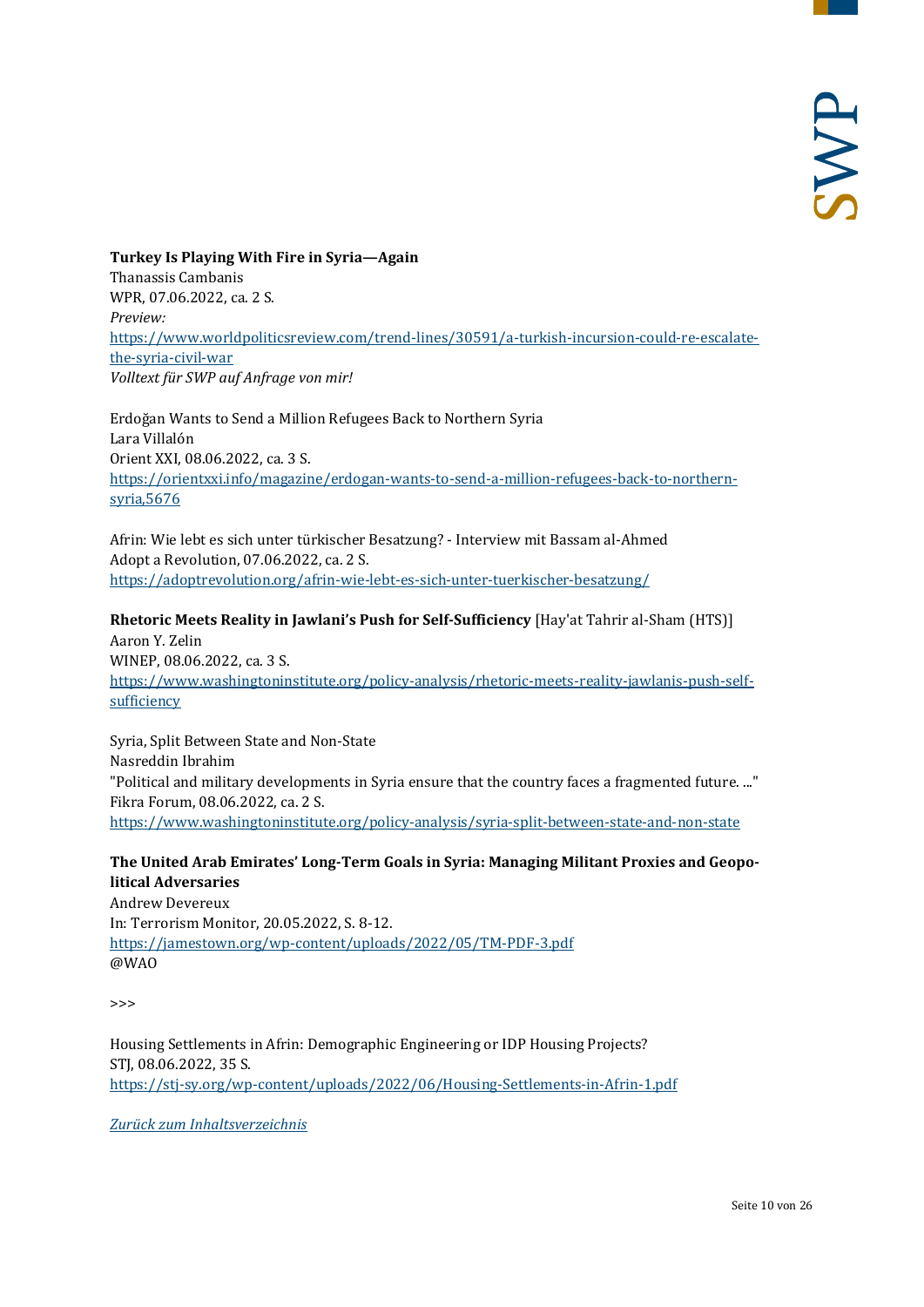**Turkey Is Playing With Fire in Syria—Again**
Thanassis Cambanis
WPR, 07.06.2022, ca. 2 S.
*Preview:*
[https://www.worldpoliticsreview.com/trend-lines/30591/a-turkish-incursion-could-re-escalate-the-syria-civil-war](https://www.worldpoliticsreview.com/trend-lines/30591/a-turkish-incursion-could-re-escalate-the-syria-civil-war)
*Volltext für SWP auf Anfrage von mir!*

Erdoğan Wants to Send a Million Refugees Back to Northern Syria
Lara Villalón
Orient XXI, 08.06.2022, ca. 3 S.
[https://orientxxi.info/magazine/erdogan-wants-to-send-a-million-refugees-back-to-northern-syria,5676](https://orientxxi.info/magazine/erdogan-wants-to-send-a-million-refugees-back-to-northern-syria,5676)

Afrin: Wie lebt es sich unter türkischer Besatzung? - Interview mit Bassam al-Ahmed
Adopt a Revolution, 07.06.2022, ca. 2 S.
[https://adoptrevolution.org/afrin-wie-lebt-es-sich-unter-tuerkischer-besatzung/](https://adoptrevolution.org/afrin-wie-lebt-es-sich-unter-tuerkischer-besatzung/)

**Rhetoric Meets Reality in Jawlani's Push for Self-Sufficiency** [Hay'at Tahrir al-Sham (HTS)]
Aaron Y. Zelin
WINEP, 08.06.2022, ca. 3 S.
[https://www.washingtoninstitute.org/policy-analysis/rhetoric-meets-reality-jawlanis-push-self-sufficiency](https://www.washingtoninstitute.org/policy-analysis/rhetoric-meets-reality-jawlanis-push-self-sufficiency)

Syria, Split Between State and Non-State
Nasreddin Ibrahim
"Political and military developments in Syria ensure that the country faces a fragmented future. ..."
Fikra Forum, 08.06.2022, ca. 2 S.
[https://www.washingtoninstitute.org/policy-analysis/syria-split-between-state-and-non-state](https://www.washingtoninstitute.org/policy-analysis/syria-split-between-state-and-non-state)

**The United Arab Emirates' Long-Term Goals in Syria: Managing Militant Proxies and Geopolitical Adversaries**
Andrew Devereux
In: Terrorism Monitor, 20.05.2022, S. 8-12.
[https://jamestown.org/wp-content/uploads/2022/05/TM-PDF-3.pdf](https://jamestown.org/wp-content/uploads/2022/05/TM-PDF-3.pdf)
@WAO

>>>

Housing Settlements in Afrin: Demographic Engineering or IDP Housing Projects?
STJ, 08.06.2022, 35 S.
[https://stj-sy.org/wp-content/uploads/2022/06/Housing-Settlements-in-Afrin-1.pdf](https://stj-sy.org/wp-content/uploads/2022/06/Housing-Settlements-in-Afrin-1.pdf)

*Zurück zum Inhaltsverzeichnis*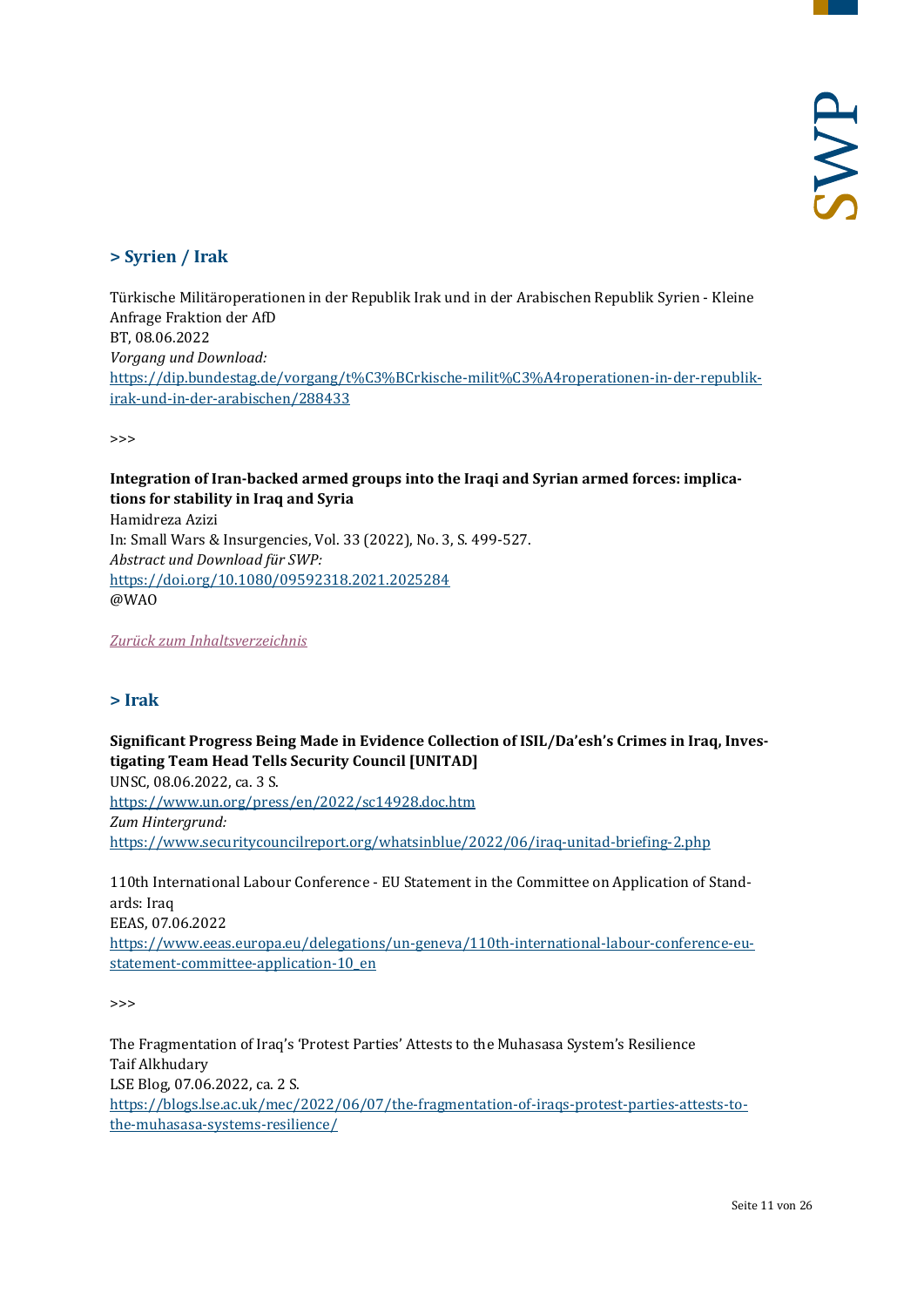## > Syrien / Irak

Türkische Militäroperationen in der Republik Irak und in der Arabischen Republik Syrien - Kleine Anfrage Fraktion der AfD
BT, 08.06.2022
*Vorgang und Download:*
https://dip.bundestag.de/vorgang/t%C3%BCrkische-milit%C3%A4roperationen-in-der-republik-irak-und-in-der-arabischen/288433

>>>

**Integration of Iran-backed armed groups into the Iraqi and Syrian armed forces: implications for stability in Iraq and Syria**
Hamidreza Azizi
In: Small Wars & Insurgencies, Vol. 33 (2022), No. 3, S. 499-527.
*Abstract und Download für SWP:*
https://doi.org/10.1080/09592318.2021.2025284
@WAO

*Zurück zum Inhaltsverzeichnis*

## > Irak

**Significant Progress Being Made in Evidence Collection of ISIL/Da'esh's Crimes in Iraq, Investigating Team Head Tells Security Council [UNITAD]**
UNSC, 08.06.2022, ca. 3 S.
https://www.un.org/press/en/2022/sc14928.doc.htm
*Zum Hintergrund:*
https://www.securitycouncilreport.org/whatsinblue/2022/06/iraq-unitad-briefing-2.php

110th International Labour Conference - EU Statement in the Committee on Application of Standards: Iraq
EEAS, 07.06.2022
https://www.eeas.europa.eu/delegations/un-geneva/110th-international-labour-conference-eu-statement-committee-application-10_en

>>>

The Fragmentation of Iraq's 'Protest Parties' Attests to the Muhasasa System's Resilience
Taif Alkhudary
LSE Blog, 07.06.2022, ca. 2 S.
https://blogs.lse.ac.uk/mec/2022/06/07/the-fragmentation-of-iraqs-protest-parties-attests-to-the-muhasasa-systems-resilience/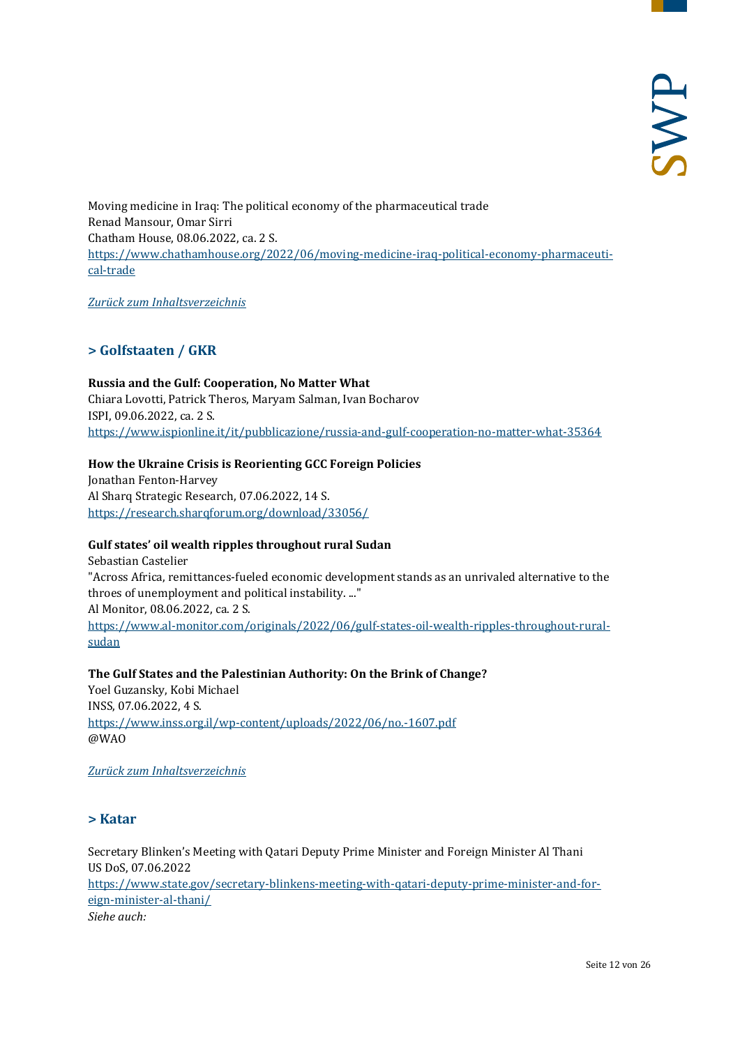Moving medicine in Iraq: The political economy of the pharmaceutical trade
Renad Mansour, Omar Sirri
Chatham House, 08.06.2022, ca. 2 S.
https://www.chathamhouse.org/2022/06/moving-medicine-iraq-political-economy-pharmaceutical-trade

*Zurück zum Inhaltsverzeichnis*

## > Golfstaaten / GKR

**Russia and the Gulf: Cooperation, No Matter What**
Chiara Lovotti, Patrick Theros, Maryam Salman, Ivan Bocharov
ISPI, 09.06.2022, ca. 2 S.
https://www.ispionline.it/it/pubblicazione/russia-and-gulf-cooperation-no-matter-what-35364

**How the Ukraine Crisis is Reorienting GCC Foreign Policies**
Jonathan Fenton-Harvey
Al Sharq Strategic Research, 07.06.2022, 14 S.
https://research.sharqforum.org/download/33056/

**Gulf states' oil wealth ripples throughout rural Sudan**
Sebastian Castelier
"Across Africa, remittances-fueled economic development stands as an unrivaled alternative to the throes of unemployment and political instability. ..."
Al Monitor, 08.06.2022, ca. 2 S.
https://www.al-monitor.com/originals/2022/06/gulf-states-oil-wealth-ripples-throughout-rural-sudan

**The Gulf States and the Palestinian Authority: On the Brink of Change?**
Yoel Guzansky, Kobi Michael
INSS, 07.06.2022, 4 S.
https://www.inss.org.il/wp-content/uploads/2022/06/no.-1607.pdf
@WAO

*Zurück zum Inhaltsverzeichnis*

## > Katar

Secretary Blinken's Meeting with Qatari Deputy Prime Minister and Foreign Minister Al Thani
US DoS, 07.06.2022
https://www.state.gov/secretary-blinkens-meeting-with-qatari-deputy-prime-minister-and-foreign-minister-al-thani/
*Siehe auch:*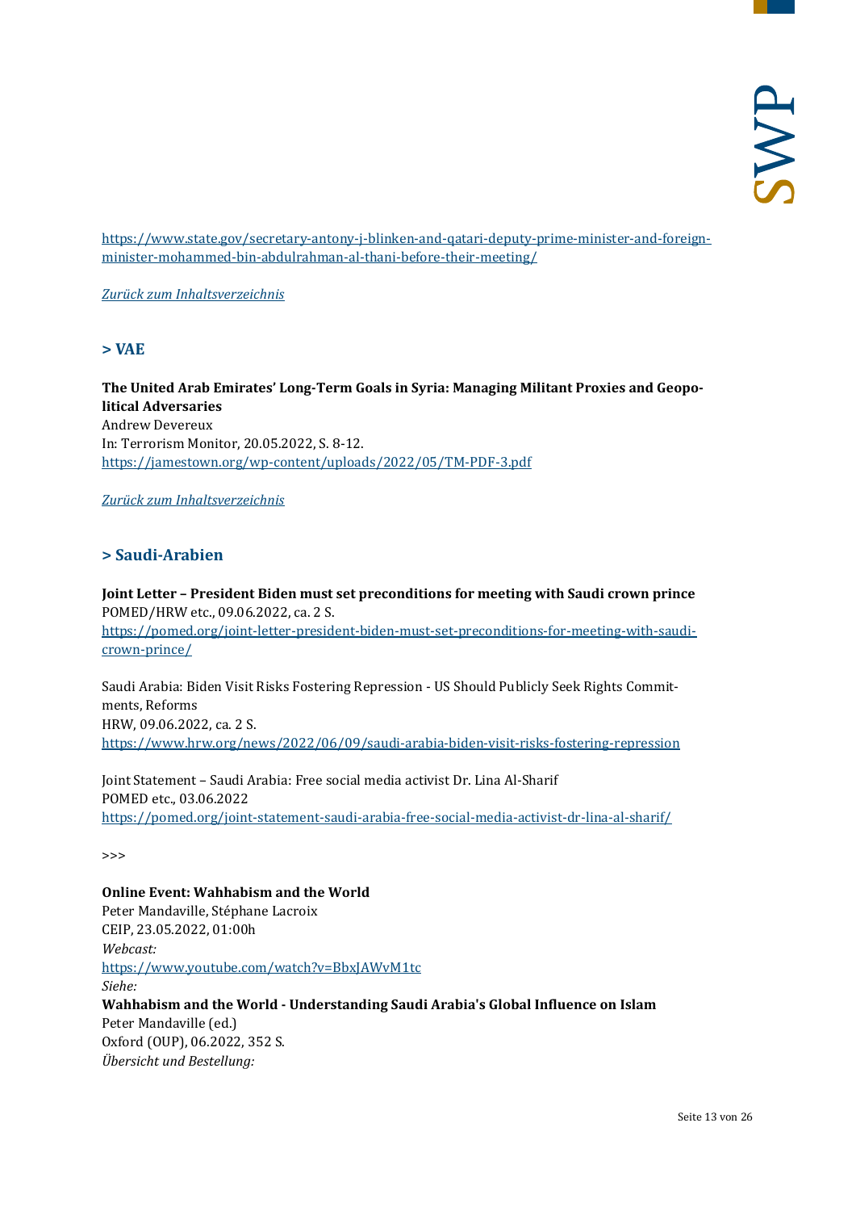https://www.state.gov/secretary-antony-j-blinken-and-qatari-deputy-prime-minister-and-foreign-minister-mohammed-bin-abdulrahman-al-thani-before-their-meeting/

*Zurück zum Inhaltsverzeichnis*

## > VAE

**The United Arab Emirates' Long-Term Goals in Syria: Managing Militant Proxies and Geopolitical Adversaries**
Andrew Devereux
In: Terrorism Monitor, 20.05.2022, S. 8-12.
https://jamestown.org/wp-content/uploads/2022/05/TM-PDF-3.pdf

*Zurück zum Inhaltsverzeichnis*

## > Saudi-Arabien

**Joint Letter – President Biden must set preconditions for meeting with Saudi crown prince**
POMED/HRW etc., 09.06.2022, ca. 2 S.
https://pomed.org/joint-letter-president-biden-must-set-preconditions-for-meeting-with-saudi-crown-prince/

Saudi Arabia: Biden Visit Risks Fostering Repression - US Should Publicly Seek Rights Commitments, Reforms
HRW, 09.06.2022, ca. 2 S.
https://www.hrw.org/news/2022/06/09/saudi-arabia-biden-visit-risks-fostering-repression

Joint Statement – Saudi Arabia: Free social media activist Dr. Lina Al-Sharif
POMED etc., 03.06.2022
https://pomed.org/joint-statement-saudi-arabia-free-social-media-activist-dr-lina-al-sharif/

>>>

**Online Event: Wahhabism and the World**
Peter Mandaville, Stéphane Lacroix
CEIP, 23.05.2022, 01:00h
*Webcast:*
https://www.youtube.com/watch?v=BbxJAWvM1tc
*Siehe:*
**Wahhabism and the World - Understanding Saudi Arabia's Global Influence on Islam**
Peter Mandaville (ed.)
Oxford (OUP), 06.2022, 352 S.
*Übersicht und Bestellung:*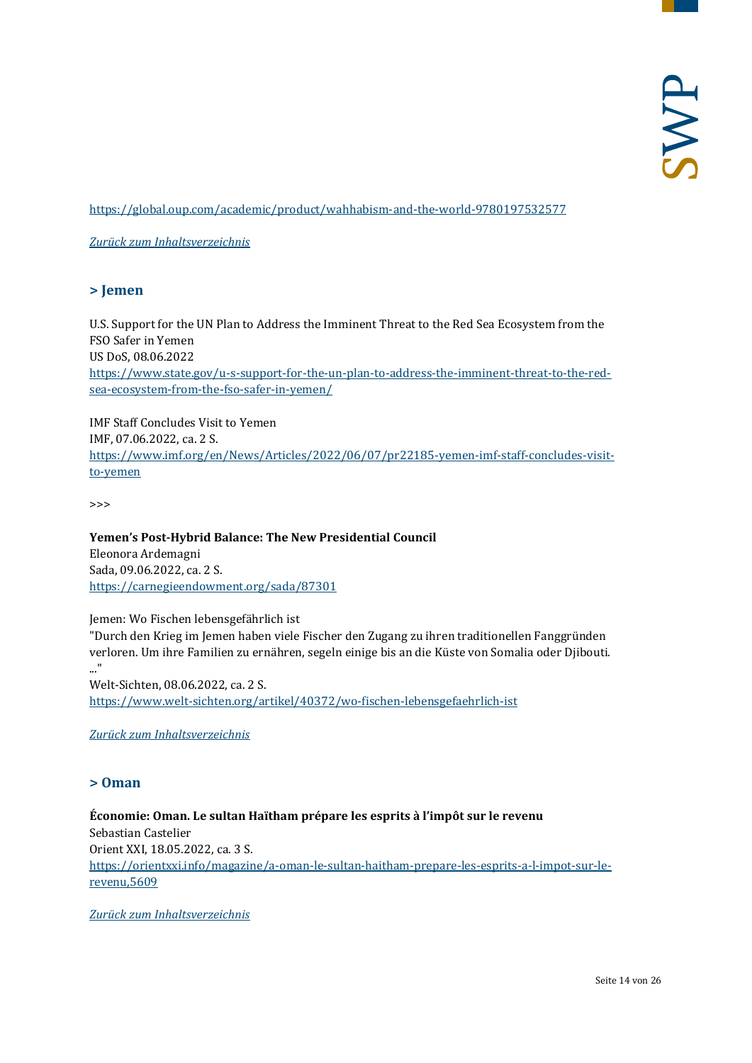https://global.oup.com/academic/product/wahhabism-and-the-world-9780197532577

*Zurück zum Inhaltsverzeichnis*

## > Jemen

U.S. Support for the UN Plan to Address the Imminent Threat to the Red Sea Ecosystem from the FSO Safer in Yemen
US DoS, 08.06.2022
https://www.state.gov/u-s-support-for-the-un-plan-to-address-the-imminent-threat-to-the-red-sea-ecosystem-from-the-fso-safer-in-yemen/

IMF Staff Concludes Visit to Yemen
IMF, 07.06.2022, ca. 2 S.
https://www.imf.org/en/News/Articles/2022/06/07/pr22185-yemen-imf-staff-concludes-visit-to-yemen

>>>

**Yemen's Post-Hybrid Balance: The New Presidential Council**
Eleonora Ardemagni
Sada, 09.06.2022, ca. 2 S.
https://carnegieendowment.org/sada/87301

Jemen: Wo Fischen lebensgefährlich ist
"Durch den Krieg im Jemen haben viele Fischer den Zugang zu ihren traditionellen Fanggründen verloren. Um ihre Familien zu ernähren, segeln einige bis an die Küste von Somalia oder Djibouti. ..."
Welt-Sichten, 08.06.2022, ca. 2 S.
https://www.welt-sichten.org/artikel/40372/wo-fischen-lebensgefaehrlich-ist

*Zurück zum Inhaltsverzeichnis*

## > Oman

**Économie: Oman. Le sultan Haïtham prépare les esprits à l'impôt sur le revenu**
Sebastian Castelier
Orient XXI, 18.05.2022, ca. 3 S.
https://orientxxi.info/magazine/a-oman-le-sultan-haitham-prepare-les-esprits-a-l-impot-sur-le-revenu,5609

*Zurück zum Inhaltsverzeichnis*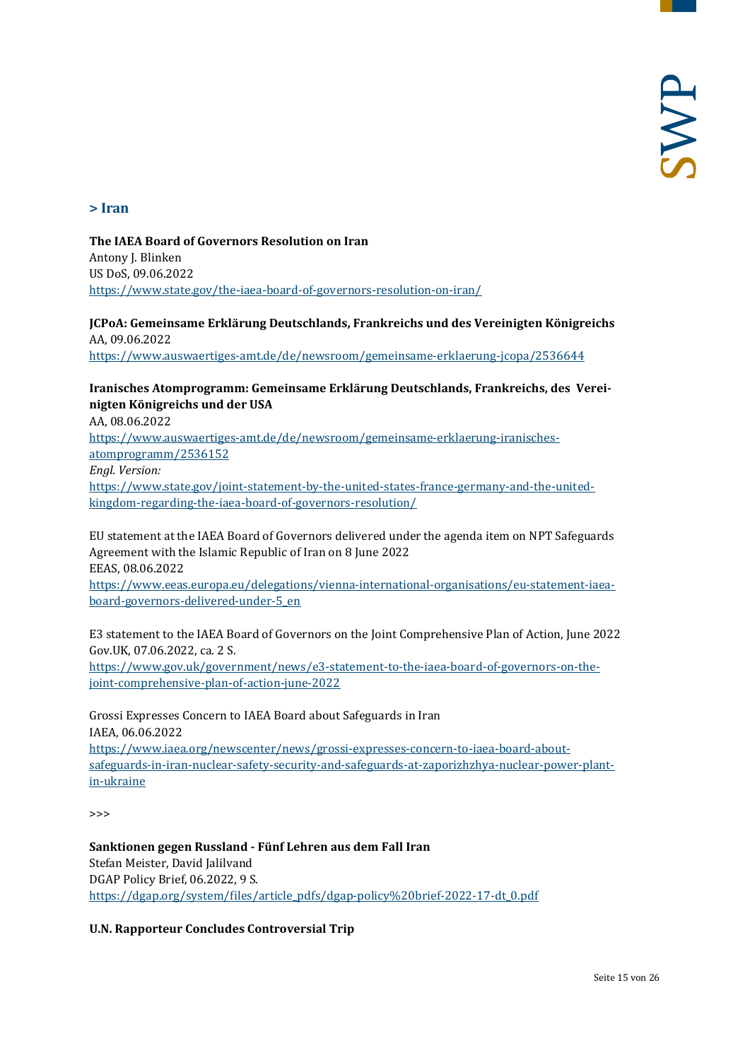## > Iran

**The IAEA Board of Governors Resolution on Iran**
Antony J. Blinken
US DoS, 09.06.2022
https://www.state.gov/the-iaea-board-of-governors-resolution-on-iran/

**JCPoA: Gemeinsame Erklärung Deutschlands, Frankreichs und des Vereinigten Königreichs**
AA, 09.06.2022
https://www.auswaertiges-amt.de/de/newsroom/gemeinsame-erklaerung-jcopa/2536644

**Iranisches Atomprogramm: Gemeinsame Erklärung Deutschlands, Frankreichs, des Vereinigten Königreichs und der USA**
AA, 08.06.2022
https://www.auswaertiges-amt.de/de/newsroom/gemeinsame-erklaerung-iranisches-atomprogramm/2536152
*Engl. Version:*
https://www.state.gov/joint-statement-by-the-united-states-france-germany-and-the-united-kingdom-regarding-the-iaea-board-of-governors-resolution/

EU statement at the IAEA Board of Governors delivered under the agenda item on NPT Safeguards Agreement with the Islamic Republic of Iran on 8 June 2022
EEAS, 08.06.2022
https://www.eeas.europa.eu/delegations/vienna-international-organisations/eu-statement-iaea-board-governors-delivered-under-5_en

E3 statement to the IAEA Board of Governors on the Joint Comprehensive Plan of Action, June 2022
Gov.UK, 07.06.2022, ca. 2 S.
https://www.gov.uk/government/news/e3-statement-to-the-iaea-board-of-governors-on-the-joint-comprehensive-plan-of-action-june-2022

Grossi Expresses Concern to IAEA Board about Safeguards in Iran
IAEA, 06.06.2022
https://www.iaea.org/newscenter/news/grossi-expresses-concern-to-iaea-board-about-safeguards-in-iran-nuclear-safety-security-and-safeguards-at-zaporizhzhya-nuclear-power-plant-in-ukraine

>>>

**Sanktionen gegen Russland - Fünf Lehren aus dem Fall Iran**
Stefan Meister, David Jalilvand
DGAP Policy Brief, 06.2022, 9 S.
https://dgap.org/system/files/article_pdfs/dgap-policy%20brief-2022-17-dt_0.pdf

**U.N. Rapporteur Concludes Controversial Trip**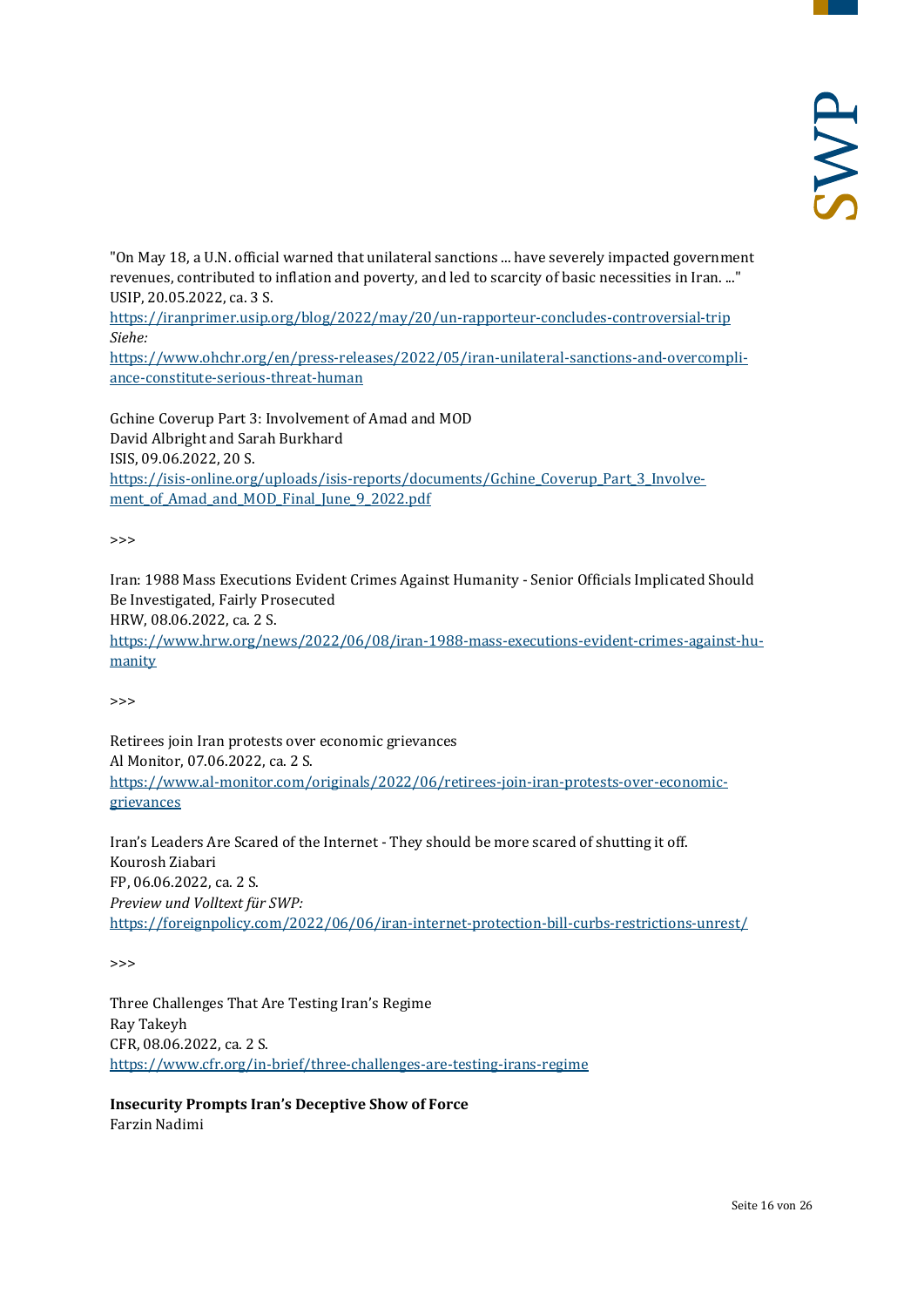"On May 18, a U.N. official warned that unilateral sanctions ... have severely impacted government revenues, contributed to inflation and poverty, and led to scarcity of basic necessities in Iran. ..."
USIP, 20.05.2022, ca. 3 S.
https://iranprimer.usip.org/blog/2022/may/20/un-rapporteur-concludes-controversial-trip
*Siehe:*
https://www.ohchr.org/en/press-releases/2022/05/iran-unilateral-sanctions-and-overcompliance-constitute-serious-threat-human

Gchine Coverup Part 3: Involvement of Amad and MOD
David Albright and Sarah Burkhard
ISIS, 09.06.2022, 20 S.
https://isis-online.org/uploads/isis-reports/documents/Gchine_Coverup_Part_3_Involvement_of_Amad_and_MOD_Final_June_9_2022.pdf

>>>

Iran: 1988 Mass Executions Evident Crimes Against Humanity - Senior Officials Implicated Should Be Investigated, Fairly Prosecuted
HRW, 08.06.2022, ca. 2 S.
https://www.hrw.org/news/2022/06/08/iran-1988-mass-executions-evident-crimes-against-humanity

>>>

Retirees join Iran protests over economic grievances
Al Monitor, 07.06.2022, ca. 2 S.
https://www.al-monitor.com/originals/2022/06/retirees-join-iran-protests-over-economic-grievances

Iran's Leaders Are Scared of the Internet - They should be more scared of shutting it off.
Kourosh Ziabari
FP, 06.06.2022, ca. 2 S.
*Preview und Volltext für SWP:*
https://foreignpolicy.com/2022/06/06/iran-internet-protection-bill-curbs-restrictions-unrest/

>>>

Three Challenges That Are Testing Iran's Regime
Ray Takeyh
CFR, 08.06.2022, ca. 2 S.
https://www.cfr.org/in-brief/three-challenges-are-testing-irans-regime

**Insecurity Prompts Iran's Deceptive Show of Force**
Farzin Nadimi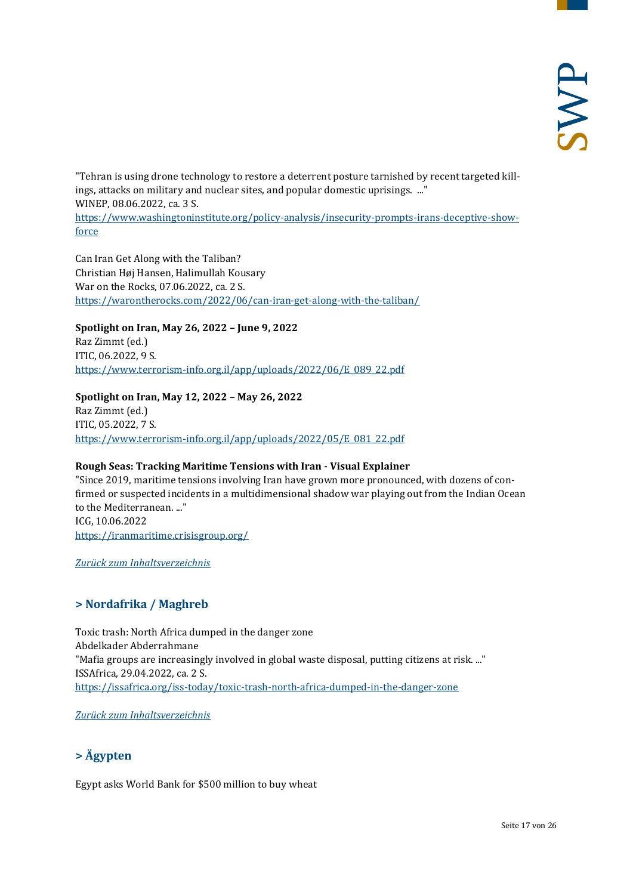"Tehran is using drone technology to restore a deterrent posture tarnished by recent targeted killings, attacks on military and nuclear sites, and popular domestic uprisings. ..."
WINEP, 08.06.2022, ca. 3 S.
[https://www.washingtoninstitute.org/policy-analysis/insecurity-prompts-irans-deceptive-show-force](https://www.washingtoninstitute.org/policy-analysis/insecurity-prompts-irans-deceptive-show-force)

Can Iran Get Along with the Taliban?
Christian Høj Hansen, Halimullah Kousary
War on the Rocks, 07.06.2022, ca. 2 S.
[https://warontherocks.com/2022/06/can-iran-get-along-with-the-taliban/](https://warontherocks.com/2022/06/can-iran-get-along-with-the-taliban/)

**Spotlight on Iran, May 26, 2022 – June 9, 2022**
Raz Zimmt (ed.)
ITIC, 06.2022, 9 S.
[https://www.terrorism-info.org.il/app/uploads/2022/06/E_089_22.pdf](https://www.terrorism-info.org.il/app/uploads/2022/06/E_089_22.pdf)

**Spotlight on Iran, May 12, 2022 – May 26, 2022**
Raz Zimmt (ed.)
ITIC, 05.2022, 7 S.
[https://www.terrorism-info.org.il/app/uploads/2022/05/E_081_22.pdf](https://www.terrorism-info.org.il/app/uploads/2022/05/E_081_22.pdf)

**Rough Seas: Tracking Maritime Tensions with Iran - Visual Explainer**
"Since 2019, maritime tensions involving Iran have grown more pronounced, with dozens of confirmed or suspected incidents in a multidimensional shadow war playing out from the Indian Ocean to the Mediterranean. ..."
ICG, 10.06.2022
[https://iranmaritime.crisisgroup.org/](https://iranmaritime.crisisgroup.org/)

*Zurück zum Inhaltsverzeichnis*

## > Nordafrika / Maghreb

Toxic trash: North Africa dumped in the danger zone
Abdelkader Abderrahmane
"Mafia groups are increasingly involved in global waste disposal, putting citizens at risk. ..."
ISSAfrica, 29.04.2022, ca. 2 S.
[https://issafrica.org/iss-today/toxic-trash-north-africa-dumped-in-the-danger-zone](https://issafrica.org/iss-today/toxic-trash-north-africa-dumped-in-the-danger-zone)

*Zurück zum Inhaltsverzeichnis*

## > Ägypten

Egypt asks World Bank for $500 million to buy wheat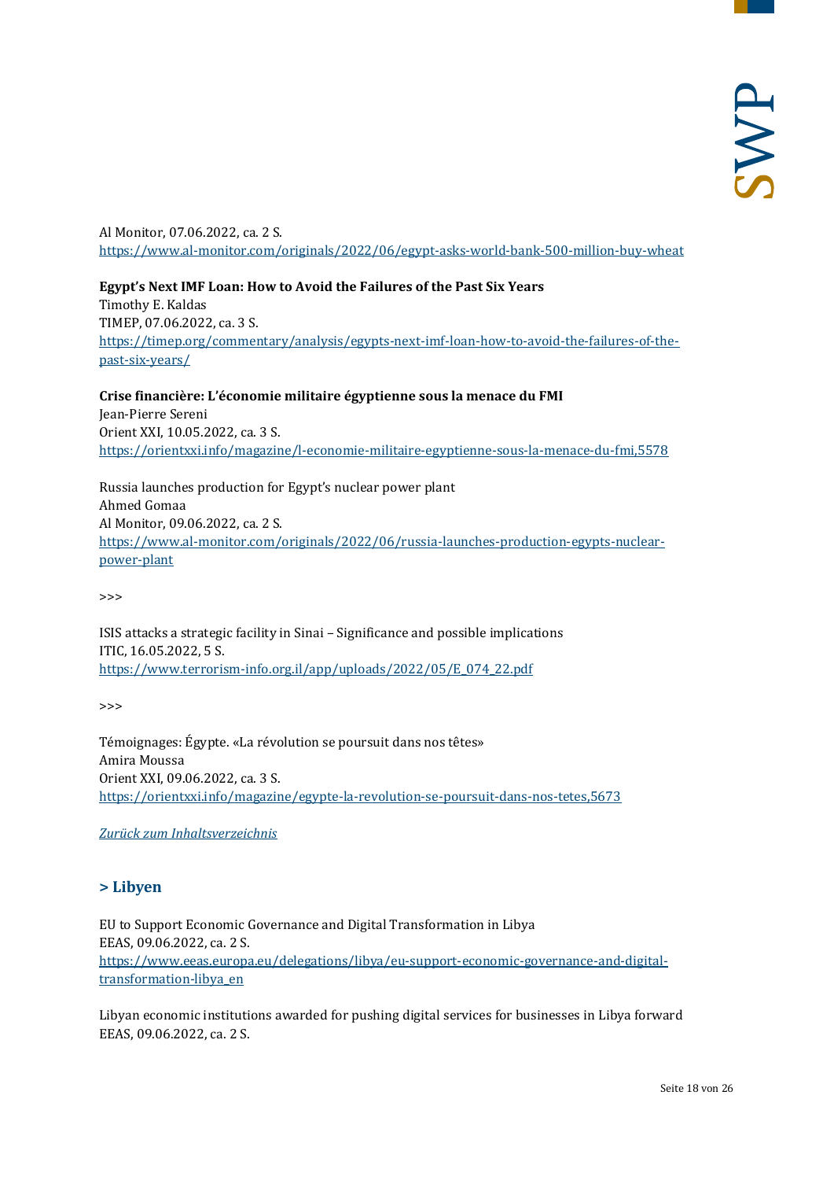Al Monitor, 07.06.2022, ca. 2 S.
[https://www.al-monitor.com/originals/2022/06/egypt-asks-world-bank-500-million-buy-wheat](https://www.al-monitor.com/originals/2022/06/egypt-asks-world-bank-500-million-buy-wheat)

**Egypt's Next IMF Loan: How to Avoid the Failures of the Past Six Years**
Timothy E. Kaldas
TIMEP, 07.06.2022, ca. 3 S.
[https://timep.org/commentary/analysis/egypts-next-imf-loan-how-to-avoid-the-failures-of-the-past-six-years/](https://timep.org/commentary/analysis/egypts-next-imf-loan-how-to-avoid-the-failures-of-the-past-six-years/)

**Crise financière: L'économie militaire égyptienne sous la menace du FMI**
Jean-Pierre Sereni
Orient XXI, 10.05.2022, ca. 3 S.
[https://orientxxi.info/magazine/l-economie-militaire-egyptienne-sous-la-menace-du-fmi,5578](https://orientxxi.info/magazine/l-economie-militaire-egyptienne-sous-la-menace-du-fmi,5578)

Russia launches production for Egypt's nuclear power plant
Ahmed Gomaa
Al Monitor, 09.06.2022, ca. 2 S.
[https://www.al-monitor.com/originals/2022/06/russia-launches-production-egypts-nuclear-power-plant](https://www.al-monitor.com/originals/2022/06/russia-launches-production-egypts-nuclear-power-plant)

>>>

ISIS attacks a strategic facility in Sinai – Significance and possible implications
ITIC, 16.05.2022, 5 S.
[https://www.terrorism-info.org.il/app/uploads/2022/05/E_074_22.pdf](https://www.terrorism-info.org.il/app/uploads/2022/05/E_074_22.pdf)

>>>

Témoignages: Égypte. «La révolution se poursuit dans nos têtes»
Amira Moussa
Orient XXI, 09.06.2022, ca. 3 S.
[https://orientxxi.info/magazine/egypte-la-revolution-se-poursuit-dans-nos-tetes,5673](https://orientxxi.info/magazine/egypte-la-revolution-se-poursuit-dans-nos-tetes,5673)

*Zurück zum Inhaltsverzeichnis*

## > Libyen

EU to Support Economic Governance and Digital Transformation in Libya
EEAS, 09.06.2022, ca. 2 S.
[https://www.eeas.europa.eu/delegations/libya/eu-support-economic-governance-and-digital-transformation-libya_en](https://www.eeas.europa.eu/delegations/libya/eu-support-economic-governance-and-digital-transformation-libya_en)

Libyan economic institutions awarded for pushing digital services for businesses in Libya forward
EEAS, 09.06.2022, ca. 2 S.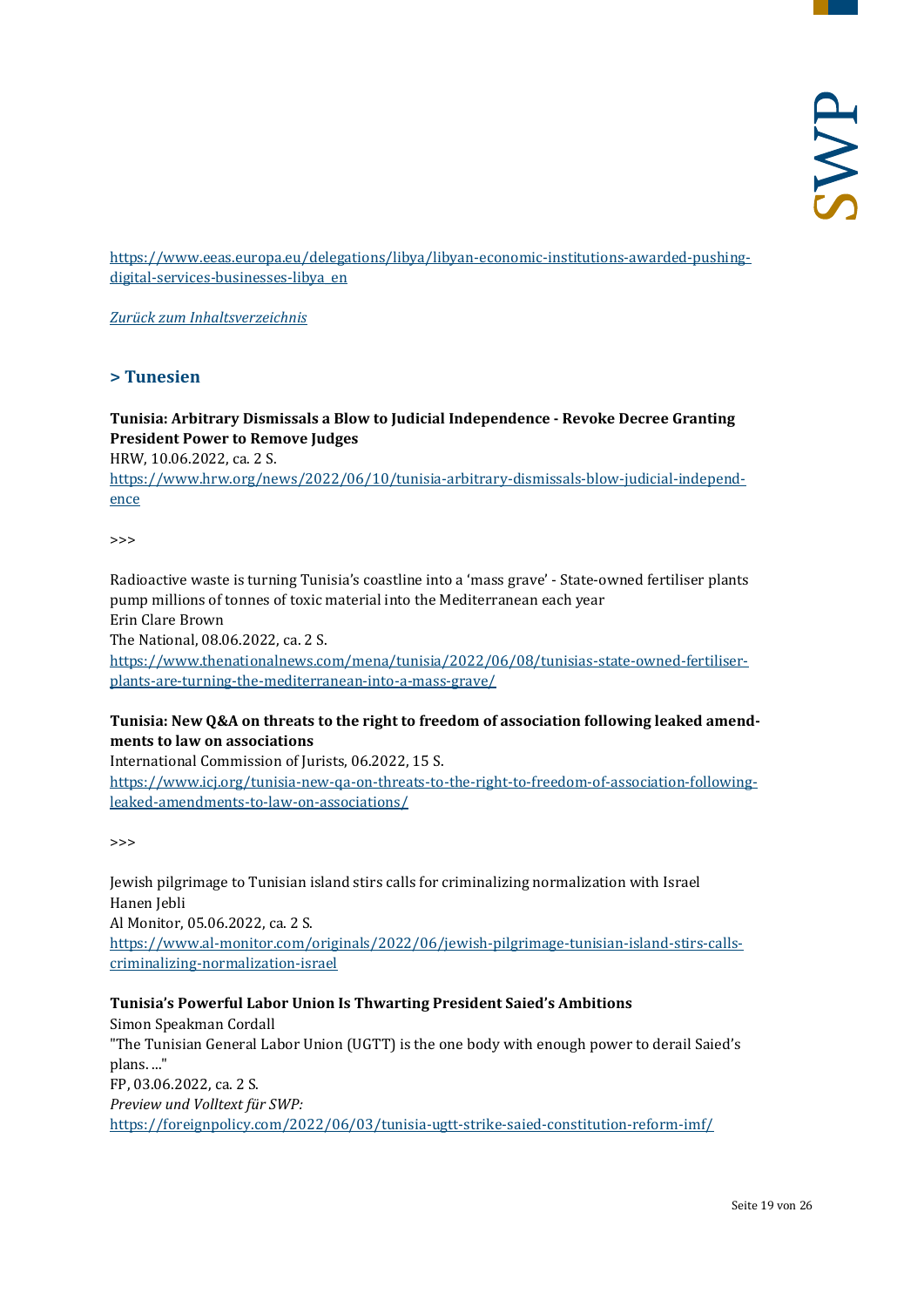https://www.eeas.europa.eu/delegations/libya/libyan-economic-institutions-awarded-pushing-digital-services-businesses-libya_en

*Zurück zum Inhaltsverzeichnis*

## > Tunesien

**Tunisia: Arbitrary Dismissals a Blow to Judicial Independence - Revoke Decree Granting President Power to Remove Judges**
HRW, 10.06.2022, ca. 2 S.
https://www.hrw.org/news/2022/06/10/tunisia-arbitrary-dismissals-blow-judicial-independence

>>>

Radioactive waste is turning Tunisia's coastline into a 'mass grave' - State-owned fertiliser plants pump millions of tonnes of toxic material into the Mediterranean each year
Erin Clare Brown
The National, 08.06.2022, ca. 2 S.
https://www.thenationalnews.com/mena/tunisia/2022/06/08/tunisias-state-owned-fertiliser-plants-are-turning-the-mediterranean-into-a-mass-grave/

**Tunisia: New Q&A on threats to the right to freedom of association following leaked amendments to law on associations**
International Commission of Jurists, 06.2022, 15 S.
https://www.icj.org/tunisia-new-qa-on-threats-to-the-right-to-freedom-of-association-following-leaked-amendments-to-law-on-associations/

>>>

Jewish pilgrimage to Tunisian island stirs calls for criminalizing normalization with Israel
Hanen Jebli
Al Monitor, 05.06.2022, ca. 2 S.
https://www.al-monitor.com/originals/2022/06/jewish-pilgrimage-tunisian-island-stirs-calls-criminalizing-normalization-israel

**Tunisia's Powerful Labor Union Is Thwarting President Saied's Ambitions**
Simon Speakman Cordall
"The Tunisian General Labor Union (UGTT) is the one body with enough power to derail Saied's plans. ..."
FP, 03.06.2022, ca. 2 S.
*Preview und Volltext für SWP:*
https://foreignpolicy.com/2022/06/03/tunisia-ugtt-strike-saied-constitution-reform-imf/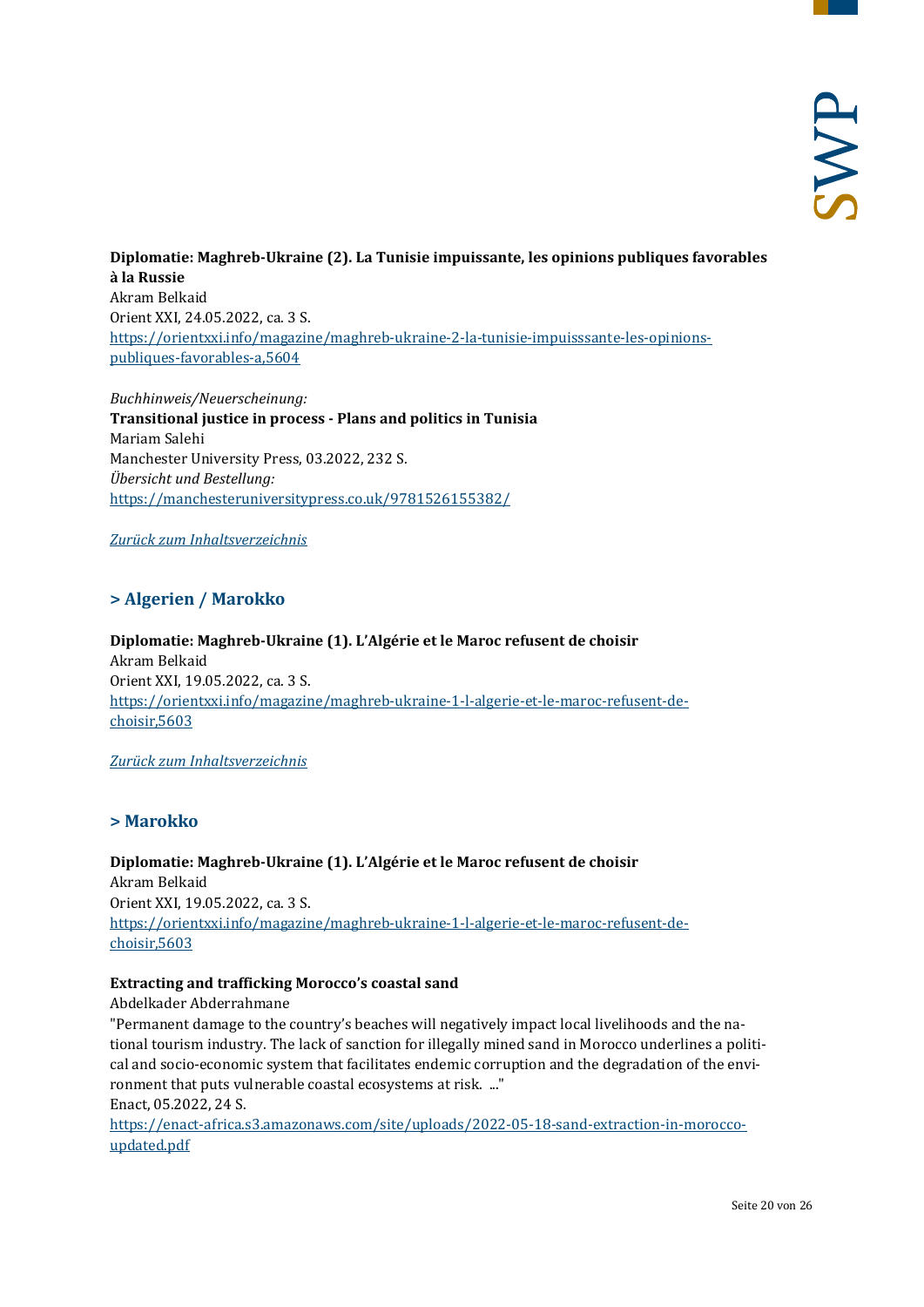**Diplomatie: Maghreb-Ukraine (2). La Tunisie impuissante, les opinions publiques favorables à la Russie**
Akram Belkaid
Orient XXI, 24.05.2022, ca. 3 S.
[https://orientxxi.info/magazine/maghreb-ukraine-2-la-tunisie-impuisssante-les-opinions-publiques-favorables-a,5604](https://orientxxi.info/magazine/maghreb-ukraine-2-la-tunisie-impuisssante-les-opinions-publiques-favorables-a,5604)

*Buchhinweis/Neuerscheinung:*
**Transitional justice in process - Plans and politics in Tunisia**
Mariam Salehi
Manchester University Press, 03.2022, 232 S.
*Übersicht und Bestellung:*
[https://manchesteruniversitypress.co.uk/9781526155382/](https://manchesteruniversitypress.co.uk/9781526155382/)

*Zurück zum Inhaltsverzeichnis*

## > Algerien / Marokko

**Diplomatie: Maghreb-Ukraine (1). L'Algérie et le Maroc refusent de choisir**
Akram Belkaid
Orient XXI, 19.05.2022, ca. 3 S.
[https://orientxxi.info/magazine/maghreb-ukraine-1-l-algerie-et-le-maroc-refusent-de-choisir,5603](https://orientxxi.info/magazine/maghreb-ukraine-1-l-algerie-et-le-maroc-refusent-de-choisir,5603)

*Zurück zum Inhaltsverzeichnis*

## > Marokko

**Diplomatie: Maghreb-Ukraine (1). L'Algérie et le Maroc refusent de choisir**
Akram Belkaid
Orient XXI, 19.05.2022, ca. 3 S.
[https://orientxxi.info/magazine/maghreb-ukraine-1-l-algerie-et-le-maroc-refusent-de-choisir,5603](https://orientxxi.info/magazine/maghreb-ukraine-1-l-algerie-et-le-maroc-refusent-de-choisir,5603)

**Extracting and trafficking Morocco's coastal sand**
Abdelkader Abderrahmane
"Permanent damage to the country's beaches will negatively impact local livelihoods and the national tourism industry. The lack of sanction for illegally mined sand in Morocco underlines a political and socio-economic system that facilitates endemic corruption and the degradation of the environment that puts vulnerable coastal ecosystems at risk. ..."
Enact, 05.2022, 24 S.
[https://enact-africa.s3.amazonaws.com/site/uploads/2022-05-18-sand-extraction-in-morocco-updated.pdf](https://enact-africa.s3.amazonaws.com/site/uploads/2022-05-18-sand-extraction-in-morocco-updated.pdf)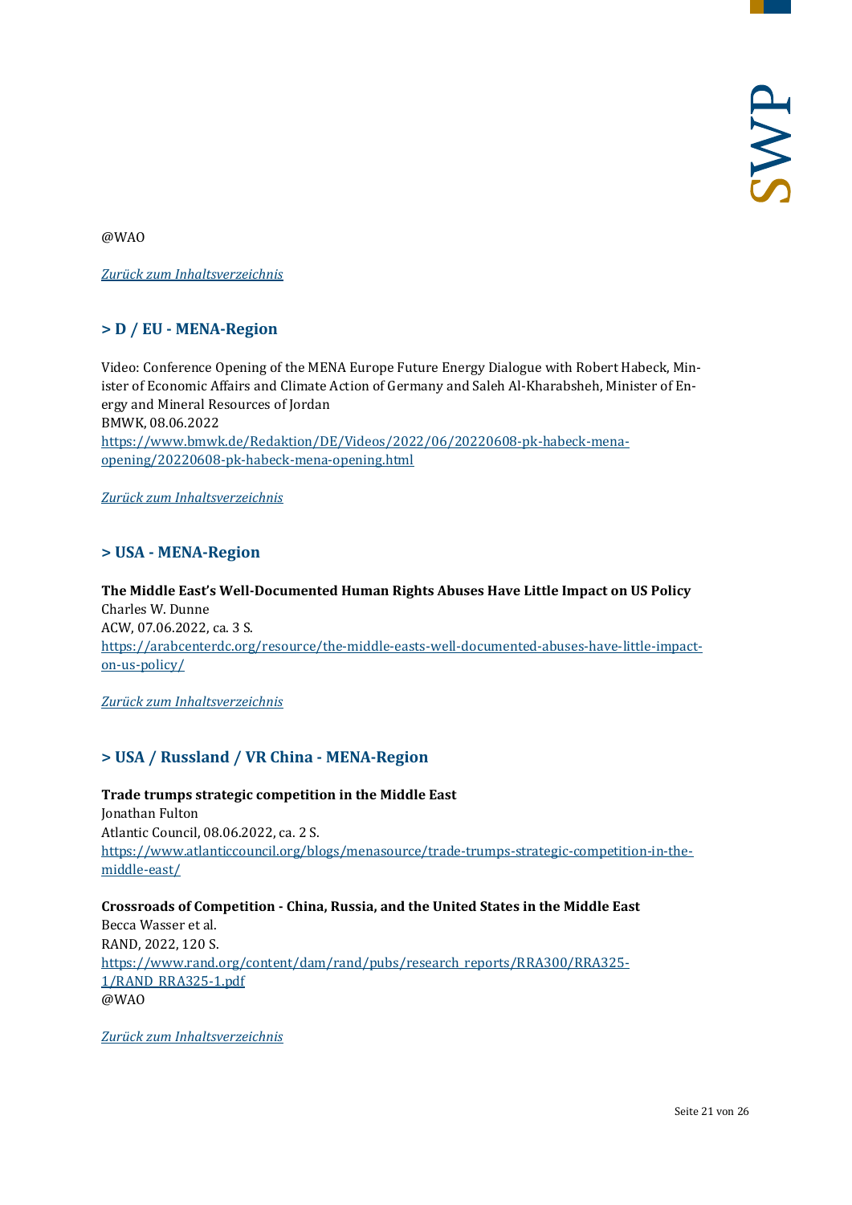@WAO

*Zurück zum Inhaltsverzeichnis*

## > D / EU - MENA-Region

Video: Conference Opening of the MENA Europe Future Energy Dialogue with Robert Habeck, Minister of Economic Affairs and Climate Action of Germany and Saleh Al-Kharabsheh, Minister of Energy and Mineral Resources of Jordan
BMWK, 08.06.2022
https://www.bmwk.de/Redaktion/DE/Videos/2022/06/20220608-pk-habeck-mena-opening/20220608-pk-habeck-mena-opening.html

*Zurück zum Inhaltsverzeichnis*

## > USA - MENA-Region

**The Middle East's Well-Documented Human Rights Abuses Have Little Impact on US Policy**
Charles W. Dunne
ACW, 07.06.2022, ca. 3 S.
https://arabcenterdc.org/resource/the-middle-easts-well-documented-abuses-have-little-impact-on-us-policy/

*Zurück zum Inhaltsverzeichnis*

## > USA / Russland / VR China - MENA-Region

**Trade trumps strategic competition in the Middle East**
Jonathan Fulton
Atlantic Council, 08.06.2022, ca. 2 S.
https://www.atlanticcouncil.org/blogs/menasource/trade-trumps-strategic-competition-in-the-middle-east/

**Crossroads of Competition - China, Russia, and the United States in the Middle East**
Becca Wasser et al.
RAND, 2022, 120 S.
https://www.rand.org/content/dam/rand/pubs/research_reports/RRA300/RRA325-1/RAND_RRA325-1.pdf
@WAO

*Zurück zum Inhaltsverzeichnis*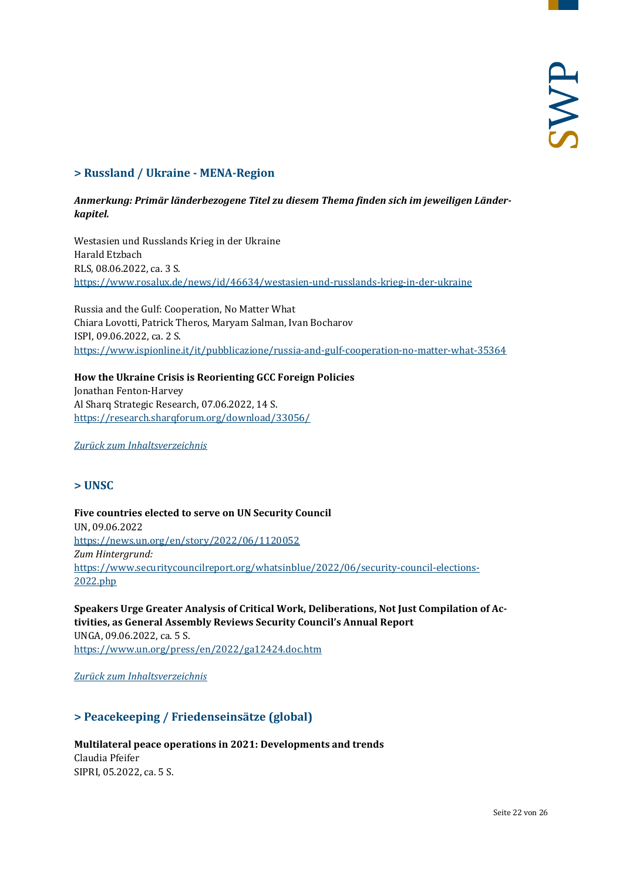## > Russland / Ukraine - MENA-Region

***Anmerkung: Primär länderbezogene Titel zu diesem Thema finden sich im jeweiligen Länderkapitel.***

Westasien und Russlands Krieg in der Ukraine
Harald Etzbach
RLS, 08.06.2022, ca. 3 S.
https://www.rosalux.de/news/id/46634/westasien-und-russlands-krieg-in-der-ukraine

Russia and the Gulf: Cooperation, No Matter What
Chiara Lovotti, Patrick Theros, Maryam Salman, Ivan Bocharov
ISPI, 09.06.2022, ca. 2 S.
https://www.ispionline.it/it/pubblicazione/russia-and-gulf-cooperation-no-matter-what-35364

**How the Ukraine Crisis is Reorienting GCC Foreign Policies**
Jonathan Fenton-Harvey
Al Sharq Strategic Research, 07.06.2022, 14 S.
https://research.sharqforum.org/download/33056/

*Zurück zum Inhaltsverzeichnis*

## > UNSC

**Five countries elected to serve on UN Security Council**
UN, 09.06.2022
https://news.un.org/en/story/2022/06/1120052
*Zum Hintergrund:*
https://www.securitycouncilreport.org/whatsinblue/2022/06/security-council-elections-2022.php

**Speakers Urge Greater Analysis of Critical Work, Deliberations, Not Just Compilation of Activities, as General Assembly Reviews Security Council's Annual Report**
UNGA, 09.06.2022, ca. 5 S.
https://www.un.org/press/en/2022/ga12424.doc.htm

*Zurück zum Inhaltsverzeichnis*

## > Peacekeeping / Friedenseinsätze (global)

**Multilateral peace operations in 2021: Developments and trends**
Claudia Pfeifer
SIPRI, 05.2022, ca. 5 S.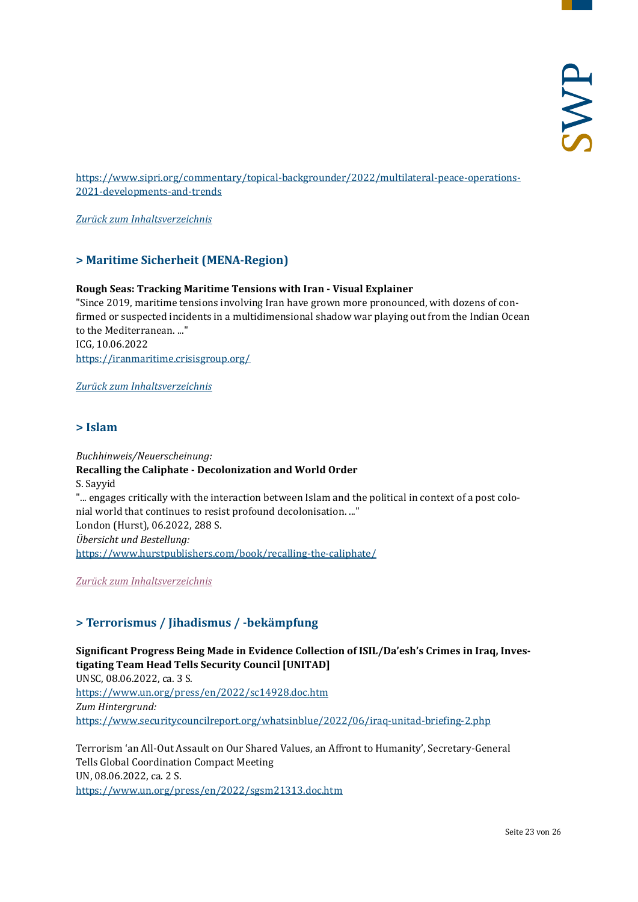https://www.sipri.org/commentary/topical-backgrounder/2022/multilateral-peace-operations-2021-developments-and-trends

*Zurück zum Inhaltsverzeichnis*

## > Maritime Sicherheit (MENA-Region)

**Rough Seas: Tracking Maritime Tensions with Iran - Visual Explainer**
"Since 2019, maritime tensions involving Iran have grown more pronounced, with dozens of confirmed or suspected incidents in a multidimensional shadow war playing out from the Indian Ocean to the Mediterranean. ..."
ICG, 10.06.2022
https://iranmaritime.crisisgroup.org/

*Zurück zum Inhaltsverzeichnis*

## > Islam

*Buchhinweis/Neuerscheinung:*
**Recalling the Caliphate - Decolonization and World Order**
S. Sayyid
"... engages critically with the interaction between Islam and the political in context of a post colonial world that continues to resist profound decolonisation. ..."
London (Hurst), 06.2022, 288 S.
*Übersicht und Bestellung:*
https://www.hurstpublishers.com/book/recalling-the-caliphate/

*Zurück zum Inhaltsverzeichnis*

## > Terrorismus / Jihadismus / -bekämpfung

**Significant Progress Being Made in Evidence Collection of ISIL/Da'esh's Crimes in Iraq, Investigating Team Head Tells Security Council [UNITAD]**
UNSC, 08.06.2022, ca. 3 S.
https://www.un.org/press/en/2022/sc14928.doc.htm
*Zum Hintergrund:*
https://www.securitycouncilreport.org/whatsinblue/2022/06/iraq-unitad-briefing-2.php

Terrorism 'an All-Out Assault on Our Shared Values, an Affront to Humanity', Secretary-General Tells Global Coordination Compact Meeting
UN, 08.06.2022, ca. 2 S.
https://www.un.org/press/en/2022/sgsm21313.doc.htm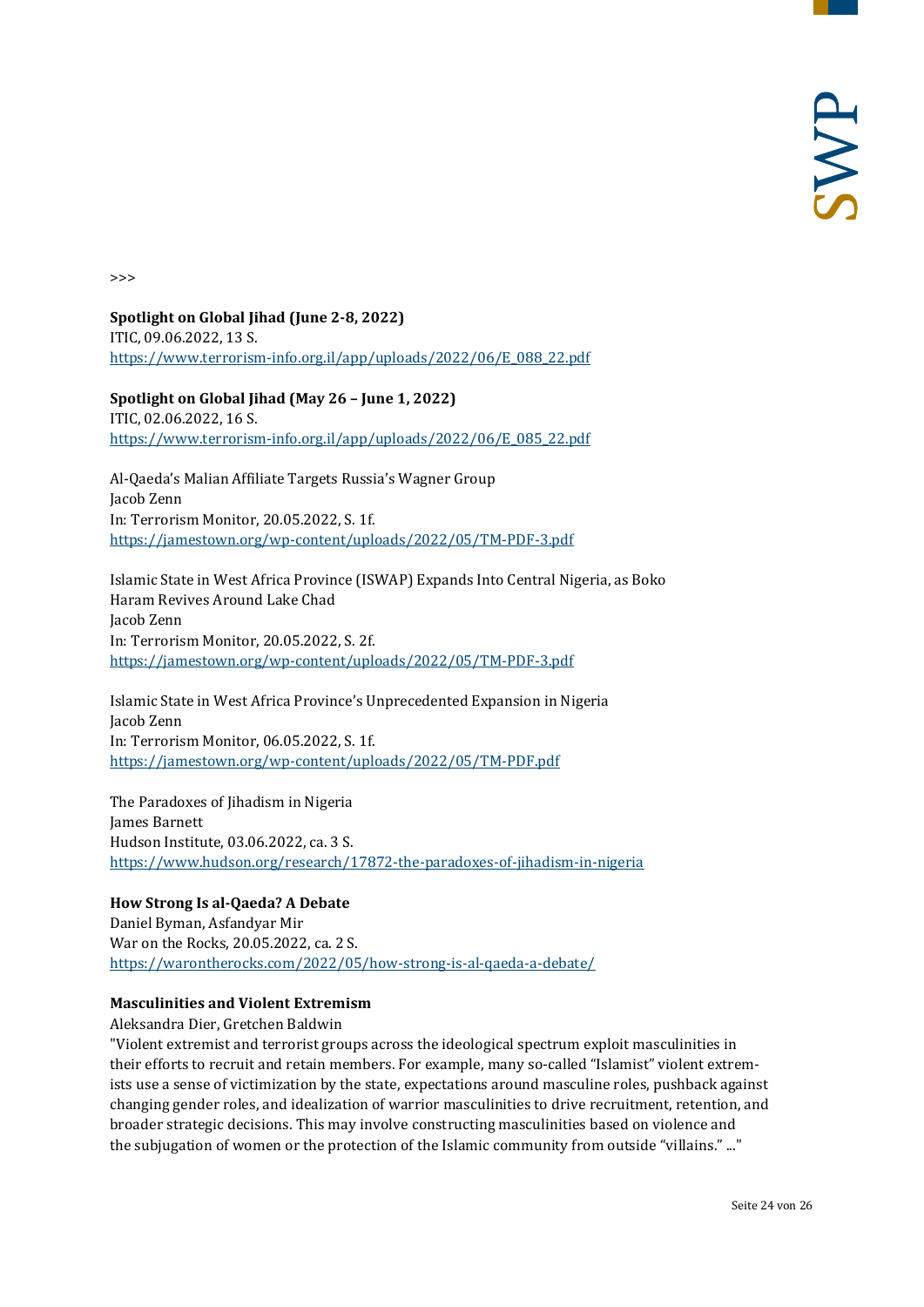>>>

**Spotlight on Global Jihad (June 2-8, 2022)**
ITIC, 09.06.2022, 13 S.
https://www.terrorism-info.org.il/app/uploads/2022/06/E_088_22.pdf

**Spotlight on Global Jihad (May 26 – June 1, 2022)**
ITIC, 02.06.2022, 16 S.
https://www.terrorism-info.org.il/app/uploads/2022/06/E_085_22.pdf

Al-Qaeda's Malian Affiliate Targets Russia's Wagner Group
Jacob Zenn
In: Terrorism Monitor, 20.05.2022, S. 1f.
https://jamestown.org/wp-content/uploads/2022/05/TM-PDF-3.pdf

Islamic State in West Africa Province (ISWAP) Expands Into Central Nigeria, as Boko Haram Revives Around Lake Chad
Jacob Zenn
In: Terrorism Monitor, 20.05.2022, S. 2f.
https://jamestown.org/wp-content/uploads/2022/05/TM-PDF-3.pdf

Islamic State in West Africa Province's Unprecedented Expansion in Nigeria
Jacob Zenn
In: Terrorism Monitor, 06.05.2022, S. 1f.
https://jamestown.org/wp-content/uploads/2022/05/TM-PDF.pdf

The Paradoxes of Jihadism in Nigeria
James Barnett
Hudson Institute, 03.06.2022, ca. 3 S.
https://www.hudson.org/research/17872-the-paradoxes-of-jihadism-in-nigeria

**How Strong Is al-Qaeda? A Debate**
Daniel Byman, Asfandyar Mir
War on the Rocks, 20.05.2022, ca. 2 S.
https://warontherocks.com/2022/05/how-strong-is-al-qaeda-a-debate/

**Masculinities and Violent Extremism**
Aleksandra Dier, Gretchen Baldwin
"Violent extremist and terrorist groups across the ideological spectrum exploit masculinities in their efforts to recruit and retain members. For example, many so-called "Islamist" violent extremists use a sense of victimization by the state, expectations around masculine roles, pushback against changing gender roles, and idealization of warrior masculinities to drive recruitment, retention, and broader strategic decisions. This may involve constructing masculinities based on violence and the subjugation of women or the protection of the Islamic community from outside "villains." ..."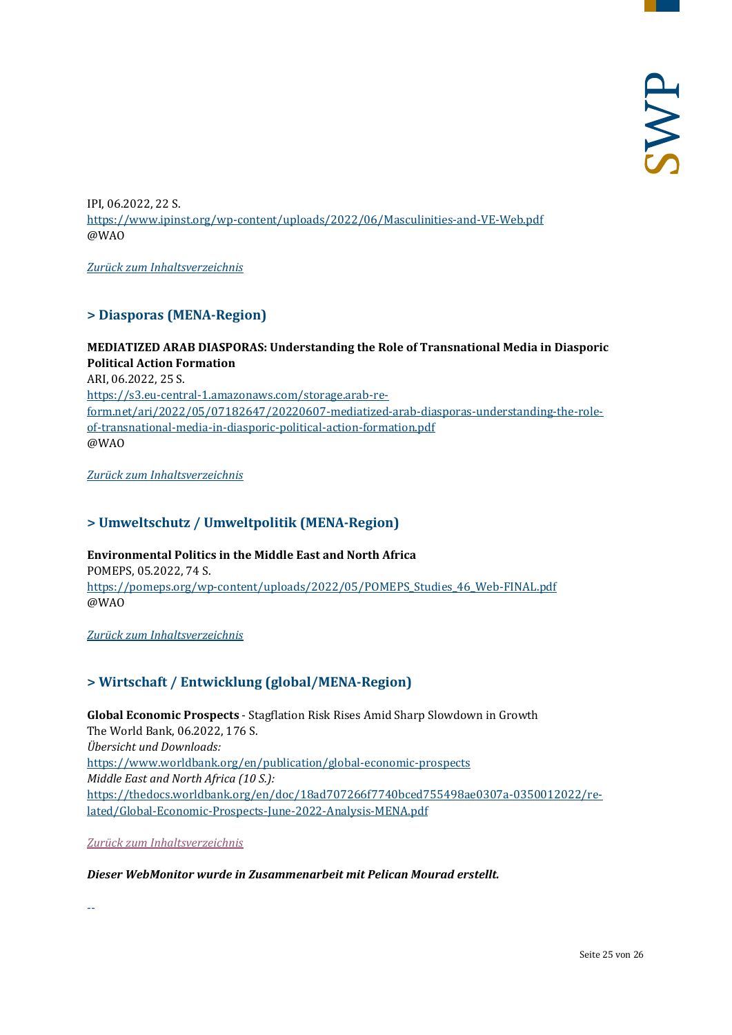IPI, 06.2022, 22 S.
https://www.ipinst.org/wp-content/uploads/2022/06/Masculinities-and-VE-Web.pdf
@WAO

*Zurück zum Inhaltsverzeichnis*

## > Diasporas (MENA-Region)

**MEDIATIZED ARAB DIASPORAS: Understanding the Role of Transnational Media in Diasporic Political Action Formation**
ARI, 06.2022, 25 S.
https://s3.eu-central-1.amazonaws.com/storage.arab-reform.net/ari/2022/05/07182647/20220607-mediatized-arab-diasporas-understanding-the-role-of-transnational-media-in-diasporic-political-action-formation.pdf
@WAO

*Zurück zum Inhaltsverzeichnis*

## > Umweltschutz / Umweltpolitik (MENA-Region)

**Environmental Politics in the Middle East and North Africa**
POMEPS, 05.2022, 74 S.
https://pomeps.org/wp-content/uploads/2022/05/POMEPS_Studies_46_Web-FINAL.pdf
@WAO

*Zurück zum Inhaltsverzeichnis*

## > Wirtschaft / Entwicklung (global/MENA-Region)

**Global Economic Prospects** - Stagflation Risk Rises Amid Sharp Slowdown in Growth
The World Bank, 06.2022, 176 S.
*Übersicht und Downloads:*
https://www.worldbank.org/en/publication/global-economic-prospects
*Middle East and North Africa (10 S.):*
https://thedocs.worldbank.org/en/doc/18ad707266f7740bced755498ae0307a-0350012022/related/Global-Economic-Prospects-June-2022-Analysis-MENA.pdf

*Zurück zum Inhaltsverzeichnis*

***Dieser WebMonitor wurde in Zusammenarbeit mit Pelican Mourad erstellt.***

--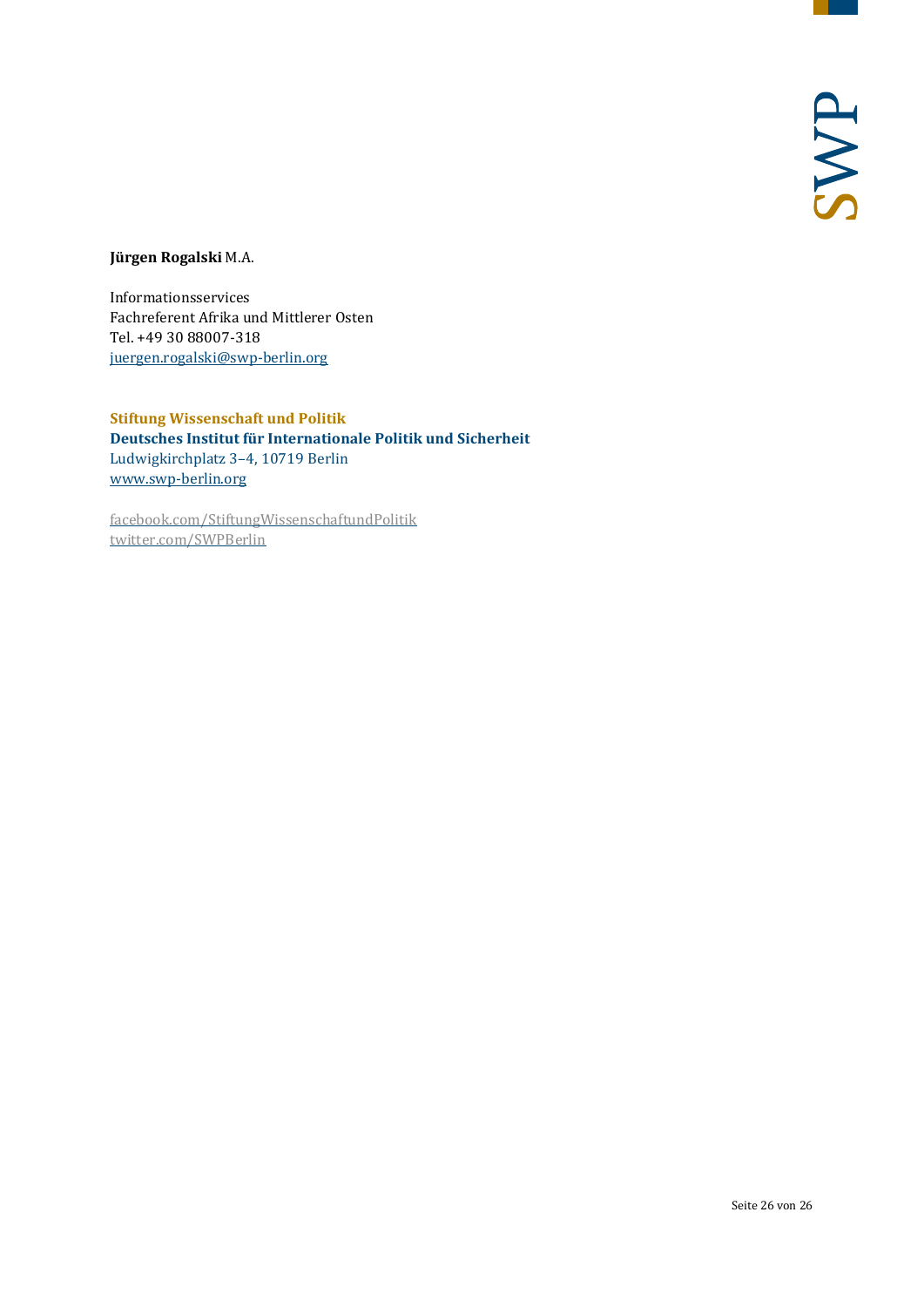**Jürgen Rogalski** M.A.

Informationsservices
Fachreferent Afrika und Mittlerer Osten
Tel. +49 30 88007-318
juergen.rogalski@swp-berlin.org

**Stiftung Wissenschaft und Politik**
**Deutsches Institut für Internationale Politik und Sicherheit**
Ludwigkirchplatz 3–4, 10719 Berlin
www.swp-berlin.org

facebook.com/StiftungWissenschaftundPolitik
twitter.com/SWPBerlin